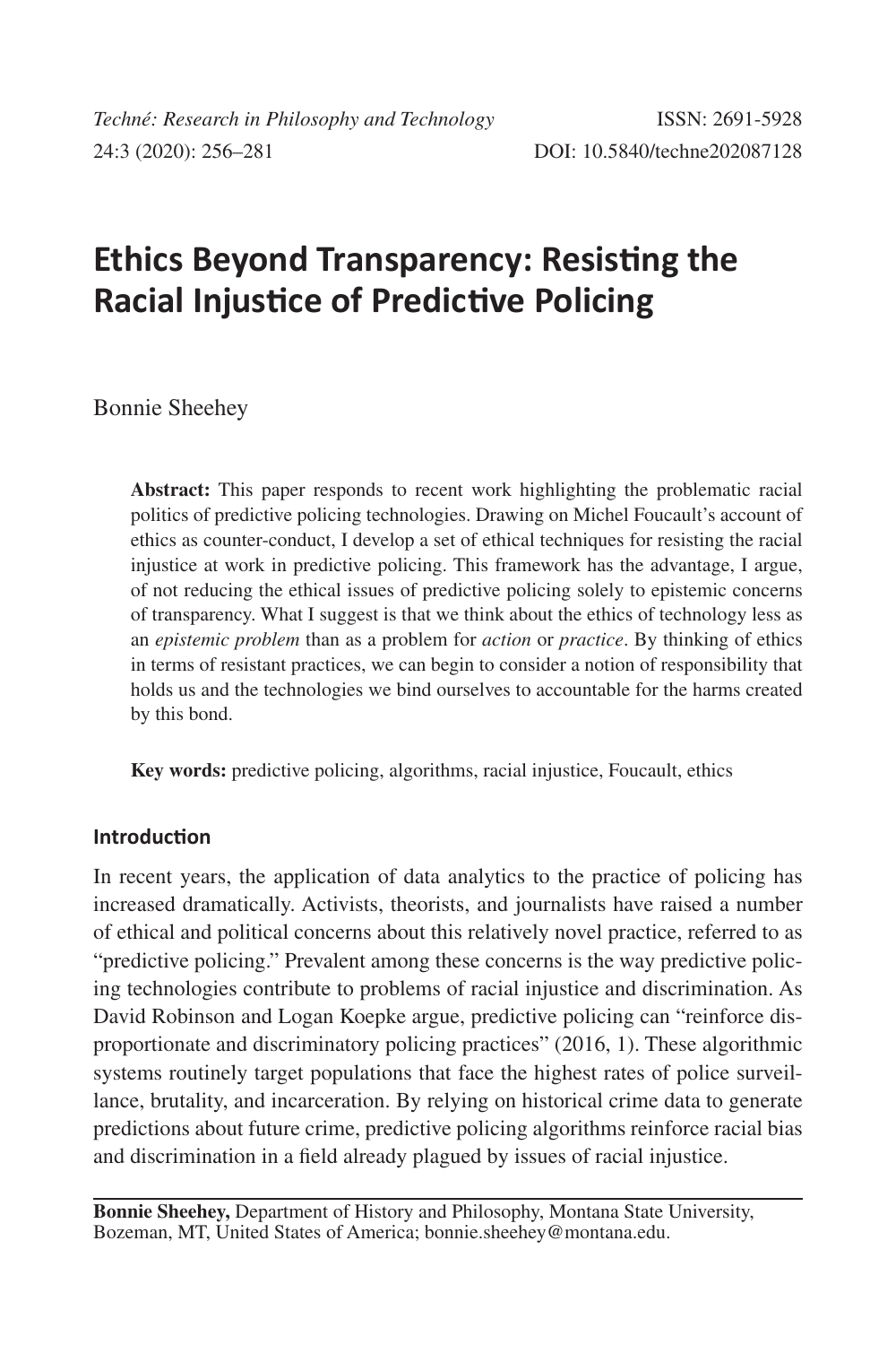# Ethics Beyond Transparency: Resisting the Racial Injustice of Predictive Policing

Bonnie Sheehey

**Abstract:** This paper responds to recent work highlighting the problematic racial politics of predictive policing technologies. Drawing on Michel Foucault's account of ethics as counter-conduct, I develop a set of ethical techniques for resisting the racial injustice at work in predictive policing. This framework has the advantage, I argue, of not reducing the ethical issues of predictive policing solely to epistemic concerns of transparency. What I suggest is that we think about the ethics of technology less as an *epistemic problem* than as a problem for *action* or *practice*. By thinking of ethics in terms of resistant practices, we can begin to consider a notion of responsibility that holds us and the technologies we bind ourselves to accountable for the harms created by this bond.

**Key words:** predictive policing, algorithms, racial injustice, Foucault, ethics

## Introduction

In recent years, the application of data analytics to the practice of policing has increased dramatically. Activists, theorists, and journalists have raised a number of ethical and political concerns about this relatively novel practice, referred to as "predictive policing." Prevalent among these concerns is the way predictive policing technologies contribute to problems of racial injustice and discrimination. As David Robinson and Logan Koepke argue, predictive policing can "reinforce disproportionate and discriminatory policing practices" (2016, 1). These algorithmic systems routinely target populations that face the highest rates of police surveillance, brutality, and incarceration. By relying on historical crime data to generate predictions about future crime, predictive policing algorithms reinforce racial bias and discrimination in a field already plagued by issues of racial injustice.

---

**Bonnie Sheehey,** Department of History and Philosophy, Montana State University, Bozeman, MT, United States of America; bonnie.sheehey@montana.edu.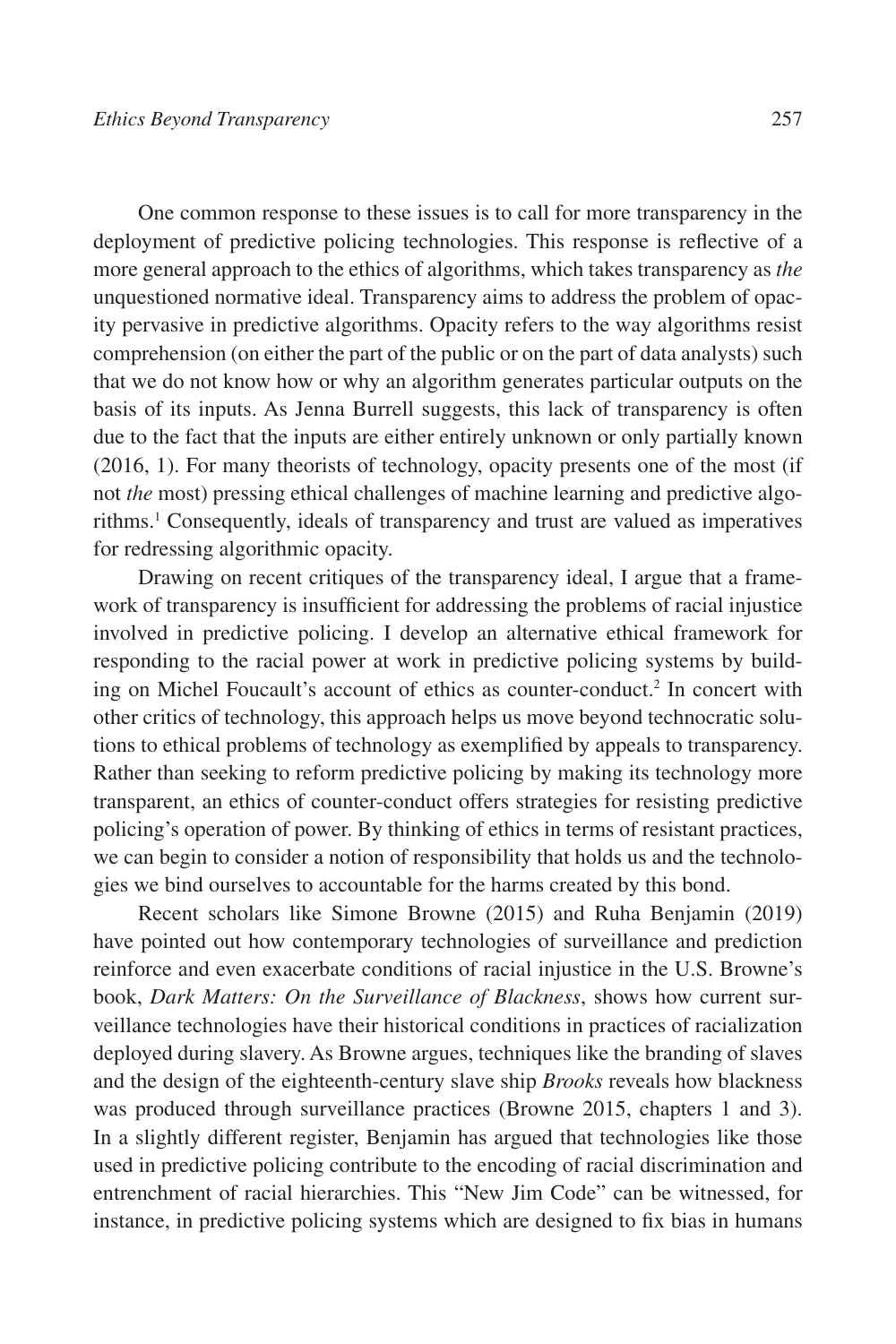One common response to these issues is to call for more transparency in the deployment of predictive policing technologies. This response is reflective of a more general approach to the ethics of algorithms, which takes transparency as *the* unquestioned normative ideal. Transparency aims to address the problem of opacity pervasive in predictive algorithms. Opacity refers to the way algorithms resist comprehension (on either the part of the public or on the part of data analysts) such that we do not know how or why an algorithm generates particular outputs on the basis of its inputs. As Jenna Burrell suggests, this lack of transparency is often due to the fact that the inputs are either entirely unknown or only partially known (2016, 1). For many theorists of technology, opacity presents one of the most (if not *the* most) pressing ethical challenges of machine learning and predictive algorithms.[1] Consequently, ideals of transparency and trust are valued as imperatives for redressing algorithmic opacity.

Drawing on recent critiques of the transparency ideal, I argue that a framework of transparency is insufficient for addressing the problems of racial injustice involved in predictive policing. I develop an alternative ethical framework for responding to the racial power at work in predictive policing systems by building on Michel Foucault's account of ethics as counter-conduct.[2] In concert with other critics of technology, this approach helps us move beyond technocratic solutions to ethical problems of technology as exemplified by appeals to transparency. Rather than seeking to reform predictive policing by making its technology more transparent, an ethics of counter-conduct offers strategies for resisting predictive policing's operation of power. By thinking of ethics in terms of resistant practices, we can begin to consider a notion of responsibility that holds us and the technologies we bind ourselves to accountable for the harms created by this bond.

Recent scholars like Simone Browne (2015) and Ruha Benjamin (2019) have pointed out how contemporary technologies of surveillance and prediction reinforce and even exacerbate conditions of racial injustice in the U.S. Browne's book, *Dark Matters: On the Surveillance of Blackness*, shows how current surveillance technologies have their historical conditions in practices of racialization deployed during slavery. As Browne argues, techniques like the branding of slaves and the design of the eighteenth-century slave ship *Brooks* reveals how blackness was produced through surveillance practices (Browne 2015, chapters 1 and 3). In a slightly different register, Benjamin has argued that technologies like those used in predictive policing contribute to the encoding of racial discrimination and entrenchment of racial hierarchies. This "New Jim Code" can be witnessed, for instance, in predictive policing systems which are designed to fix bias in humans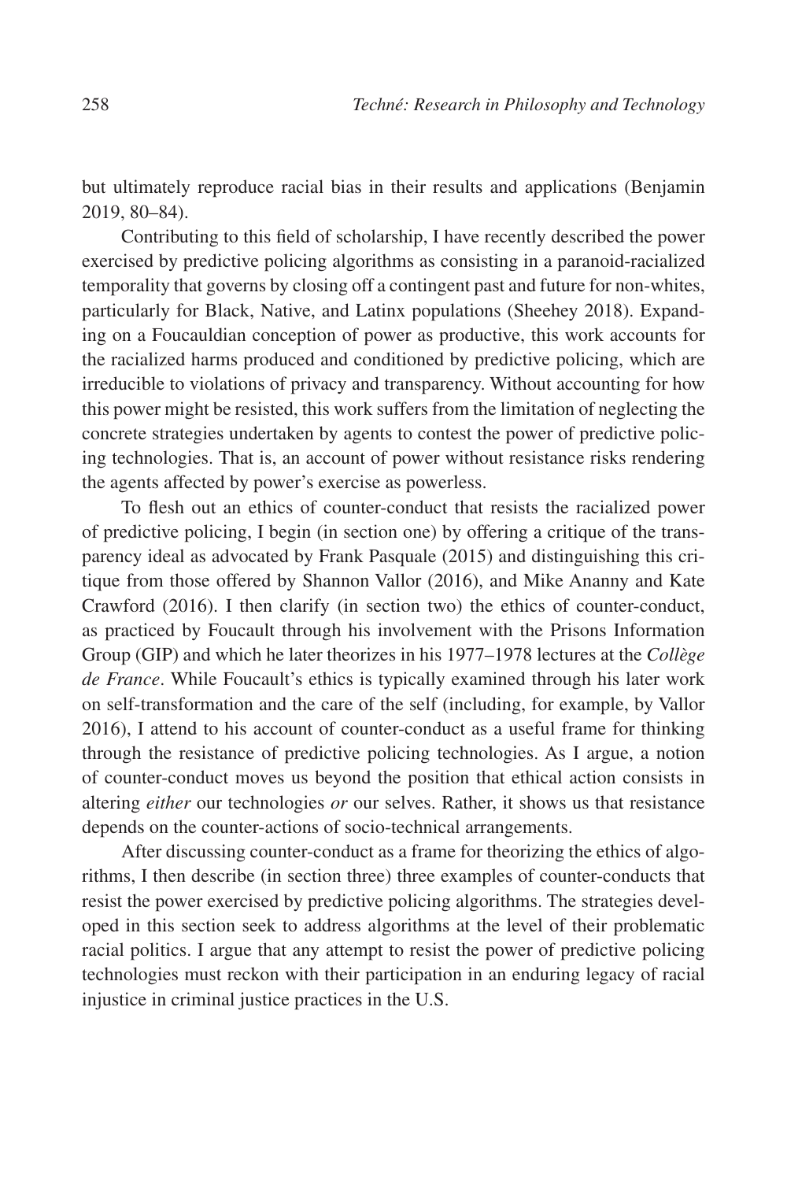but ultimately reproduce racial bias in their results and applications (Benjamin 2019, 80–84).

Contributing to this field of scholarship, I have recently described the power exercised by predictive policing algorithms as consisting in a paranoid-racialized temporality that governs by closing off a contingent past and future for non-whites, particularly for Black, Native, and Latinx populations (Sheehey 2018). Expanding on a Foucauldian conception of power as productive, this work accounts for the racialized harms produced and conditioned by predictive policing, which are irreducible to violations of privacy and transparency. Without accounting for how this power might be resisted, this work suffers from the limitation of neglecting the concrete strategies undertaken by agents to contest the power of predictive policing technologies. That is, an account of power without resistance risks rendering the agents affected by power's exercise as powerless.

To flesh out an ethics of counter-conduct that resists the racialized power of predictive policing, I begin (in section one) by offering a critique of the transparency ideal as advocated by Frank Pasquale (2015) and distinguishing this critique from those offered by Shannon Vallor (2016), and Mike Ananny and Kate Crawford (2016). I then clarify (in section two) the ethics of counter-conduct, as practiced by Foucault through his involvement with the Prisons Information Group (GIP) and which he later theorizes in his 1977–1978 lectures at the *Collège de France*. While Foucault's ethics is typically examined through his later work on self-transformation and the care of the self (including, for example, by Vallor 2016), I attend to his account of counter-conduct as a useful frame for thinking through the resistance of predictive policing technologies. As I argue, a notion of counter-conduct moves us beyond the position that ethical action consists in altering *either* our technologies *or* our selves. Rather, it shows us that resistance depends on the counter-actions of socio-technical arrangements.

After discussing counter-conduct as a frame for theorizing the ethics of algorithms, I then describe (in section three) three examples of counter-conducts that resist the power exercised by predictive policing algorithms. The strategies developed in this section seek to address algorithms at the level of their problematic racial politics. I argue that any attempt to resist the power of predictive policing technologies must reckon with their participation in an enduring legacy of racial injustice in criminal justice practices in the U.S.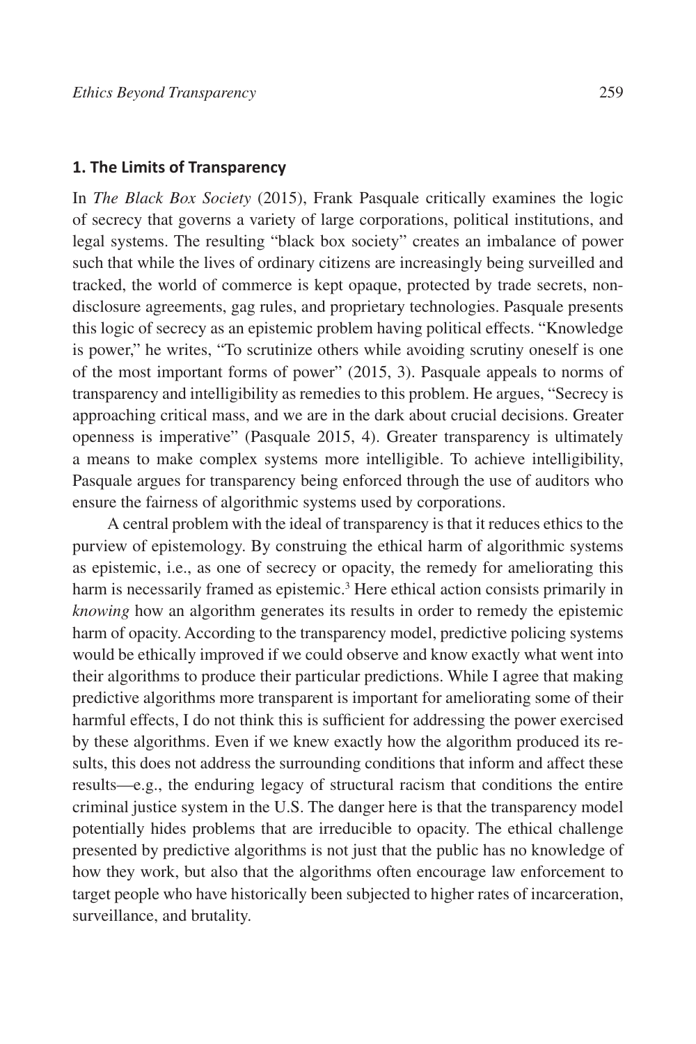## 1. The Limits of Transparency

In *The Black Box Society* (2015), Frank Pasquale critically examines the logic of secrecy that governs a variety of large corporations, political institutions, and legal systems. The resulting "black box society" creates an imbalance of power such that while the lives of ordinary citizens are increasingly being surveilled and tracked, the world of commerce is kept opaque, protected by trade secrets, non-disclosure agreements, gag rules, and proprietary technologies. Pasquale presents this logic of secrecy as an epistemic problem having political effects. "Knowledge is power," he writes, "To scrutinize others while avoiding scrutiny oneself is one of the most important forms of power" (2015, 3). Pasquale appeals to norms of transparency and intelligibility as remedies to this problem. He argues, "Secrecy is approaching critical mass, and we are in the dark about crucial decisions. Greater openness is imperative" (Pasquale 2015, 4). Greater transparency is ultimately a means to make complex systems more intelligible. To achieve intelligibility, Pasquale argues for transparency being enforced through the use of auditors who ensure the fairness of algorithmic systems used by corporations.

A central problem with the ideal of transparency is that it reduces ethics to the purview of epistemology. By construing the ethical harm of algorithmic systems as epistemic, i.e., as one of secrecy or opacity, the remedy for ameliorating this harm is necessarily framed as epistemic.[3] Here ethical action consists primarily in *knowing* how an algorithm generates its results in order to remedy the epistemic harm of opacity. According to the transparency model, predictive policing systems would be ethically improved if we could observe and know exactly what went into their algorithms to produce their particular predictions. While I agree that making predictive algorithms more transparent is important for ameliorating some of their harmful effects, I do not think this is sufficient for addressing the power exercised by these algorithms. Even if we knew exactly how the algorithm produced its results, this does not address the surrounding conditions that inform and affect these results—e.g., the enduring legacy of structural racism that conditions the entire criminal justice system in the U.S. The danger here is that the transparency model potentially hides problems that are irreducible to opacity. The ethical challenge presented by predictive algorithms is not just that the public has no knowledge of how they work, but also that the algorithms often encourage law enforcement to target people who have historically been subjected to higher rates of incarceration, surveillance, and brutality.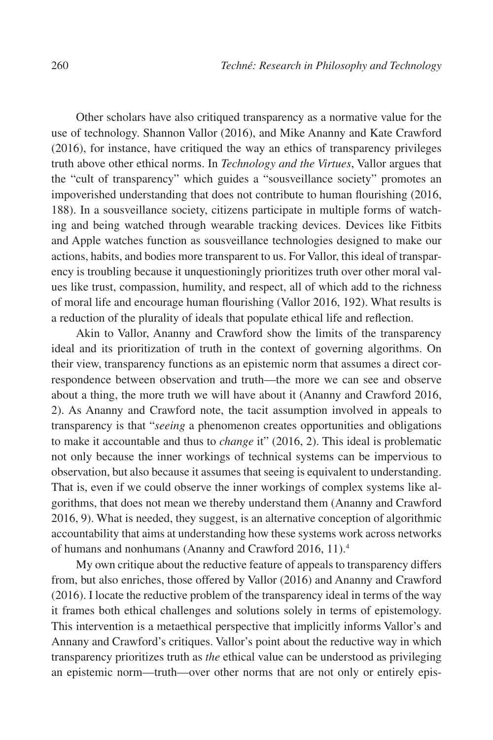Other scholars have also critiqued transparency as a normative value for the use of technology. Shannon Vallor (2016), and Mike Ananny and Kate Crawford (2016), for instance, have critiqued the way an ethics of transparency privileges truth above other ethical norms. In *Technology and the Virtues*, Vallor argues that the "cult of transparency" which guides a "sousveillance society" promotes an impoverished understanding that does not contribute to human flourishing (2016, 188). In a sousveillance society, citizens participate in multiple forms of watching and being watched through wearable tracking devices. Devices like Fitbits and Apple watches function as sousveillance technologies designed to make our actions, habits, and bodies more transparent to us. For Vallor, this ideal of transparency is troubling because it unquestioningly prioritizes truth over other moral values like trust, compassion, humility, and respect, all of which add to the richness of moral life and encourage human flourishing (Vallor 2016, 192). What results is a reduction of the plurality of ideals that populate ethical life and reflection.

Akin to Vallor, Ananny and Crawford show the limits of the transparency ideal and its prioritization of truth in the context of governing algorithms. On their view, transparency functions as an epistemic norm that assumes a direct correspondence between observation and truth—the more we can see and observe about a thing, the more truth we will have about it (Ananny and Crawford 2016, 2). As Ananny and Crawford note, the tacit assumption involved in appeals to transparency is that "*seeing* a phenomenon creates opportunities and obligations to make it accountable and thus to *change* it" (2016, 2). This ideal is problematic not only because the inner workings of technical systems can be impervious to observation, but also because it assumes that seeing is equivalent to understanding. That is, even if we could observe the inner workings of complex systems like algorithms, that does not mean we thereby understand them (Ananny and Crawford 2016, 9). What is needed, they suggest, is an alternative conception of algorithmic accountability that aims at understanding how these systems work across networks of humans and nonhumans (Ananny and Crawford 2016, 11).[4]

My own critique about the reductive feature of appeals to transparency differs from, but also enriches, those offered by Vallor (2016) and Ananny and Crawford (2016). I locate the reductive problem of the transparency ideal in terms of the way it frames both ethical challenges and solutions solely in terms of epistemology. This intervention is a metaethical perspective that implicitly informs Vallor's and Annany and Crawford's critiques. Vallor's point about the reductive way in which transparency prioritizes truth as *the* ethical value can be understood as privileging an epistemic norm—truth—over other norms that are not only or entirely epis-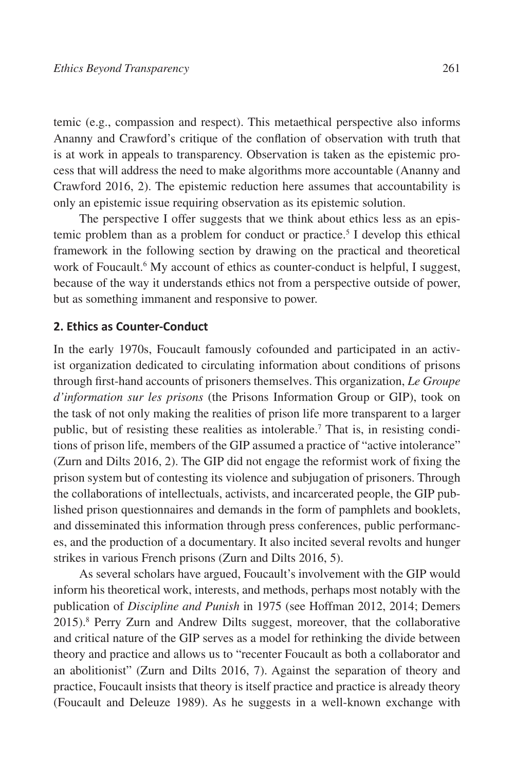temic (e.g., compassion and respect). This metaethical perspective also informs Ananny and Crawford's critique of the conflation of observation with truth that is at work in appeals to transparency. Observation is taken as the epistemic process that will address the need to make algorithms more accountable (Ananny and Crawford 2016, 2). The epistemic reduction here assumes that accountability is only an epistemic issue requiring observation as its epistemic solution.

The perspective I offer suggests that we think about ethics less as an epistemic problem than as a problem for conduct or practice.[5] I develop this ethical framework in the following section by drawing on the practical and theoretical work of Foucault.[6] My account of ethics as counter-conduct is helpful, I suggest, because of the way it understands ethics not from a perspective outside of power, but as something immanent and responsive to power.

## 2. Ethics as Counter-Conduct

In the early 1970s, Foucault famously cofounded and participated in an activist organization dedicated to circulating information about conditions of prisons through first-hand accounts of prisoners themselves. This organization, *Le Groupe d'information sur les prisons* (the Prisons Information Group or GIP), took on the task of not only making the realities of prison life more transparent to a larger public, but of resisting these realities as intolerable.[7] That is, in resisting conditions of prison life, members of the GIP assumed a practice of "active intolerance" (Zurn and Dilts 2016, 2). The GIP did not engage the reformist work of fixing the prison system but of contesting its violence and subjugation of prisoners. Through the collaborations of intellectuals, activists, and incarcerated people, the GIP published prison questionnaires and demands in the form of pamphlets and booklets, and disseminated this information through press conferences, public performances, and the production of a documentary. It also incited several revolts and hunger strikes in various French prisons (Zurn and Dilts 2016, 5).

As several scholars have argued, Foucault's involvement with the GIP would inform his theoretical work, interests, and methods, perhaps most notably with the publication of *Discipline and Punish* in 1975 (see Hoffman 2012, 2014; Demers 2015).[8] Perry Zurn and Andrew Dilts suggest, moreover, that the collaborative and critical nature of the GIP serves as a model for rethinking the divide between theory and practice and allows us to "recenter Foucault as both a collaborator and an abolitionist" (Zurn and Dilts 2016, 7). Against the separation of theory and practice, Foucault insists that theory is itself practice and practice is already theory (Foucault and Deleuze 1989). As he suggests in a well-known exchange with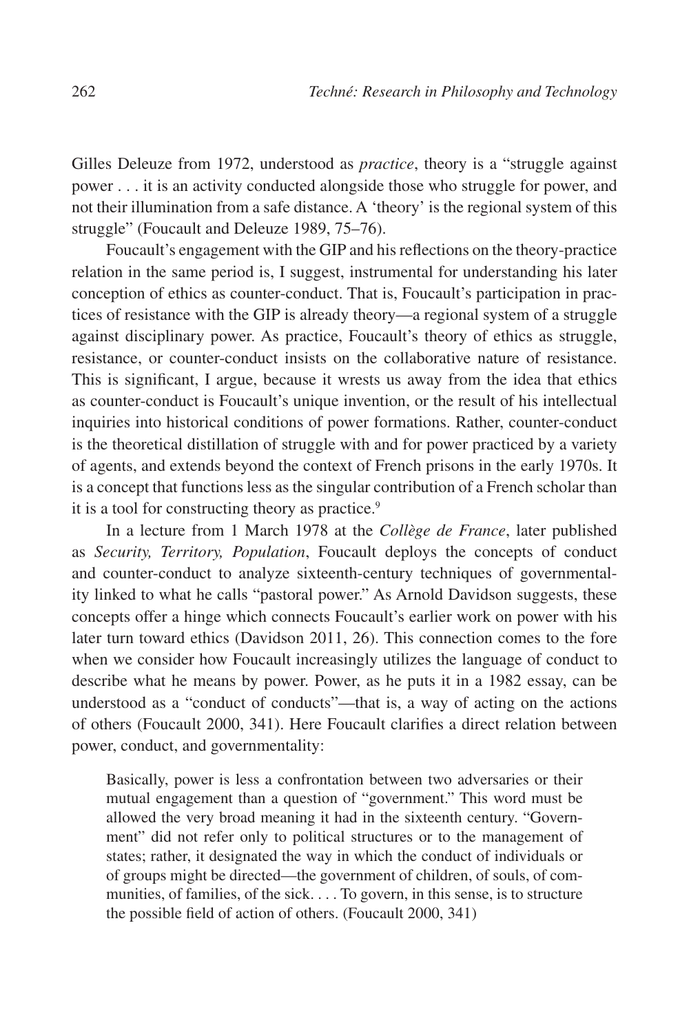Gilles Deleuze from 1972, understood as *practice*, theory is a "struggle against power . . . it is an activity conducted alongside those who struggle for power, and not their illumination from a safe distance. A 'theory' is the regional system of this struggle" (Foucault and Deleuze 1989, 75–76).

Foucault's engagement with the GIP and his reflections on the theory-practice relation in the same period is, I suggest, instrumental for understanding his later conception of ethics as counter-conduct. That is, Foucault's participation in practices of resistance with the GIP is already theory—a regional system of a struggle against disciplinary power. As practice, Foucault's theory of ethics as struggle, resistance, or counter-conduct insists on the collaborative nature of resistance. This is significant, I argue, because it wrests us away from the idea that ethics as counter-conduct is Foucault's unique invention, or the result of his intellectual inquiries into historical conditions of power formations. Rather, counter-conduct is the theoretical distillation of struggle with and for power practiced by a variety of agents, and extends beyond the context of French prisons in the early 1970s. It is a concept that functions less as the singular contribution of a French scholar than it is a tool for constructing theory as practice.[9]

In a lecture from 1 March 1978 at the *Collège de France*, later published as *Security, Territory, Population*, Foucault deploys the concepts of conduct and counter-conduct to analyze sixteenth-century techniques of governmentality linked to what he calls "pastoral power." As Arnold Davidson suggests, these concepts offer a hinge which connects Foucault's earlier work on power with his later turn toward ethics (Davidson 2011, 26). This connection comes to the fore when we consider how Foucault increasingly utilizes the language of conduct to describe what he means by power. Power, as he puts it in a 1982 essay, can be understood as a "conduct of conducts"—that is, a way of acting on the actions of others (Foucault 2000, 341). Here Foucault clarifies a direct relation between power, conduct, and governmentality:

> Basically, power is less a confrontation between two adversaries or their mutual engagement than a question of "government." This word must be allowed the very broad meaning it had in the sixteenth century. "Government" did not refer only to political structures or to the management of states; rather, it designated the way in which the conduct of individuals or of groups might be directed—the government of children, of souls, of communities, of families, of the sick. . . . To govern, in this sense, is to structure the possible field of action of others. (Foucault 2000, 341)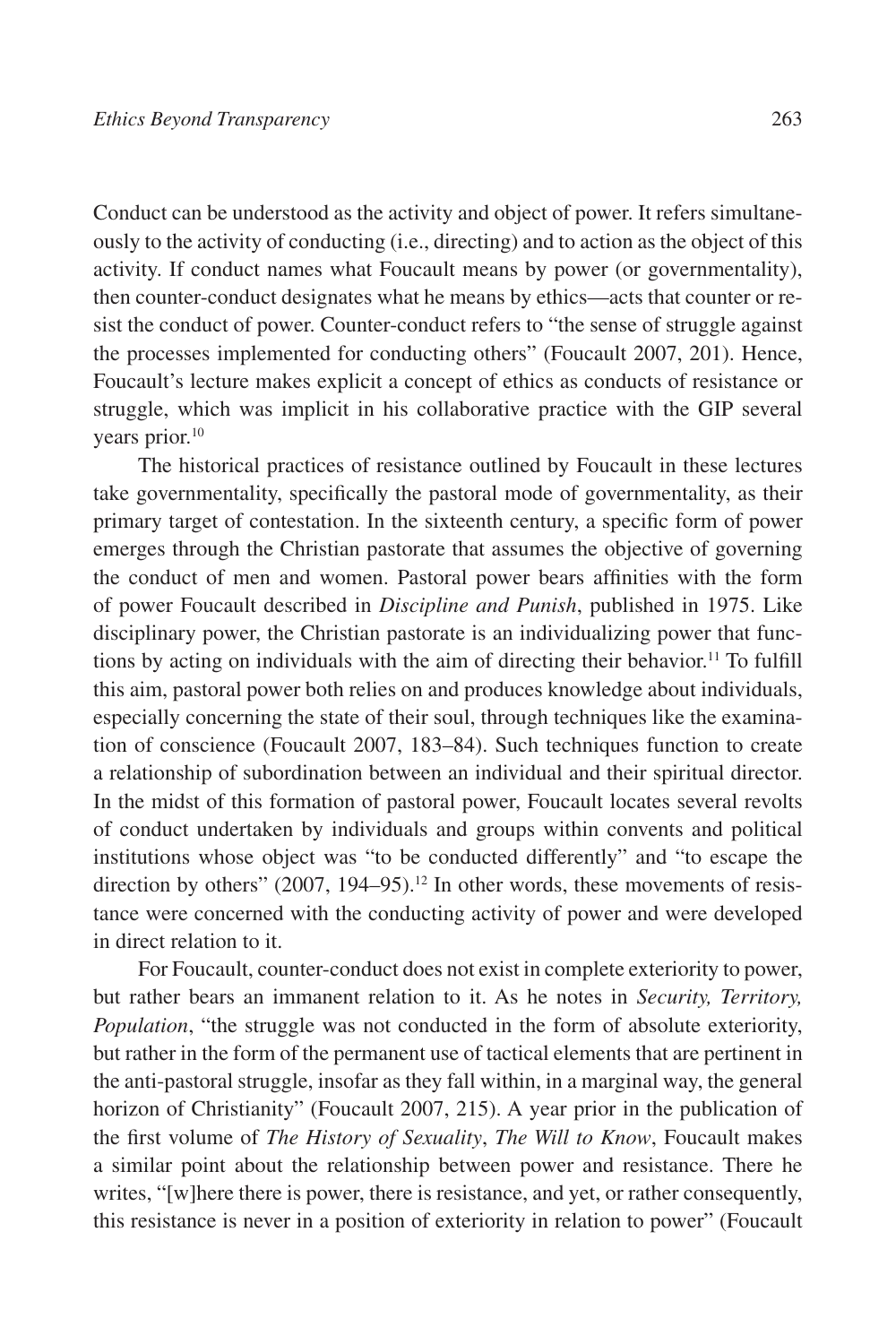Conduct can be understood as the activity and object of power. It refers simultaneously to the activity of conducting (i.e., directing) and to action as the object of this activity. If conduct names what Foucault means by power (or governmentality), then counter-conduct designates what he means by ethics—acts that counter or resist the conduct of power. Counter-conduct refers to "the sense of struggle against the processes implemented for conducting others" (Foucault 2007, 201). Hence, Foucault's lecture makes explicit a concept of ethics as conducts of resistance or struggle, which was implicit in his collaborative practice with the GIP several years prior.[10]

The historical practices of resistance outlined by Foucault in these lectures take governmentality, specifically the pastoral mode of governmentality, as their primary target of contestation. In the sixteenth century, a specific form of power emerges through the Christian pastorate that assumes the objective of governing the conduct of men and women. Pastoral power bears affinities with the form of power Foucault described in *Discipline and Punish*, published in 1975. Like disciplinary power, the Christian pastorate is an individualizing power that functions by acting on individuals with the aim of directing their behavior.[11] To fulfill this aim, pastoral power both relies on and produces knowledge about individuals, especially concerning the state of their soul, through techniques like the examination of conscience (Foucault 2007, 183–84). Such techniques function to create a relationship of subordination between an individual and their spiritual director. In the midst of this formation of pastoral power, Foucault locates several revolts of conduct undertaken by individuals and groups within convents and political institutions whose object was "to be conducted differently" and "to escape the direction by others" (2007, 194–95).[12] In other words, these movements of resistance were concerned with the conducting activity of power and were developed in direct relation to it.

For Foucault, counter-conduct does not exist in complete exteriority to power, but rather bears an immanent relation to it. As he notes in *Security, Territory, Population*, "the struggle was not conducted in the form of absolute exteriority, but rather in the form of the permanent use of tactical elements that are pertinent in the anti-pastoral struggle, insofar as they fall within, in a marginal way, the general horizon of Christianity" (Foucault 2007, 215). A year prior in the publication of the first volume of *The History of Sexuality*, *The Will to Know*, Foucault makes a similar point about the relationship between power and resistance. There he writes, "[w]here there is power, there is resistance, and yet, or rather consequently, this resistance is never in a position of exteriority in relation to power" (Foucault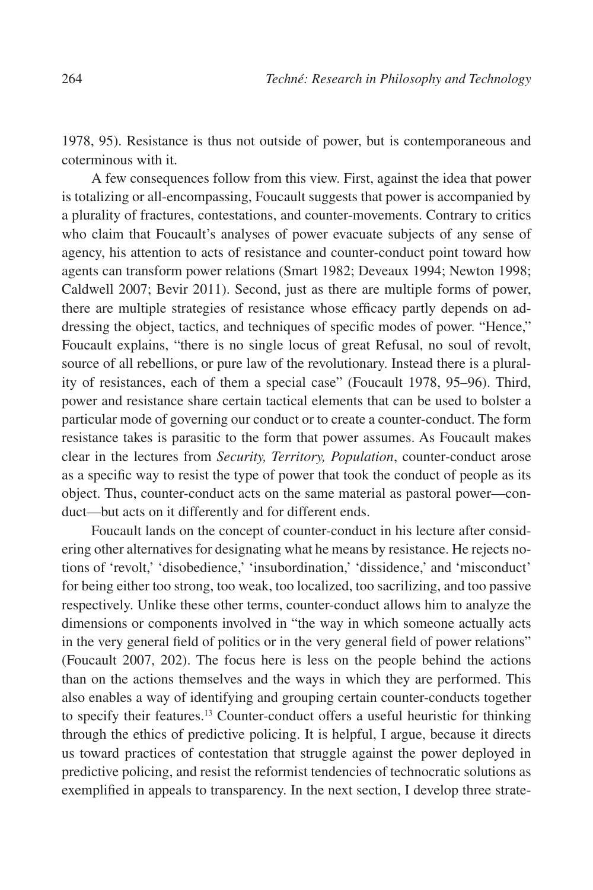1978, 95). Resistance is thus not outside of power, but is contemporaneous and coterminous with it.

A few consequences follow from this view. First, against the idea that power is totalizing or all-encompassing, Foucault suggests that power is accompanied by a plurality of fractures, contestations, and counter-movements. Contrary to critics who claim that Foucault's analyses of power evacuate subjects of any sense of agency, his attention to acts of resistance and counter-conduct point toward how agents can transform power relations (Smart 1982; Deveaux 1994; Newton 1998; Caldwell 2007; Bevir 2011). Second, just as there are multiple forms of power, there are multiple strategies of resistance whose efficacy partly depends on addressing the object, tactics, and techniques of specific modes of power. "Hence," Foucault explains, "there is no single locus of great Refusal, no soul of revolt, source of all rebellions, or pure law of the revolutionary. Instead there is a plurality of resistances, each of them a special case" (Foucault 1978, 95–96). Third, power and resistance share certain tactical elements that can be used to bolster a particular mode of governing our conduct or to create a counter-conduct. The form resistance takes is parasitic to the form that power assumes. As Foucault makes clear in the lectures from *Security, Territory, Population*, counter-conduct arose as a specific way to resist the type of power that took the conduct of people as its object. Thus, counter-conduct acts on the same material as pastoral power—conduct—but acts on it differently and for different ends.

Foucault lands on the concept of counter-conduct in his lecture after considering other alternatives for designating what he means by resistance. He rejects notions of 'revolt,' 'disobedience,' 'insubordination,' 'dissidence,' and 'misconduct' for being either too strong, too weak, too localized, too sacrilizing, and too passive respectively. Unlike these other terms, counter-conduct allows him to analyze the dimensions or components involved in "the way in which someone actually acts in the very general field of politics or in the very general field of power relations" (Foucault 2007, 202). The focus here is less on the people behind the actions than on the actions themselves and the ways in which they are performed. This also enables a way of identifying and grouping certain counter-conducts together to specify their features.[13] Counter-conduct offers a useful heuristic for thinking through the ethics of predictive policing. It is helpful, I argue, because it directs us toward practices of contestation that struggle against the power deployed in predictive policing, and resist the reformist tendencies of technocratic solutions as exemplified in appeals to transparency. In the next section, I develop three strate-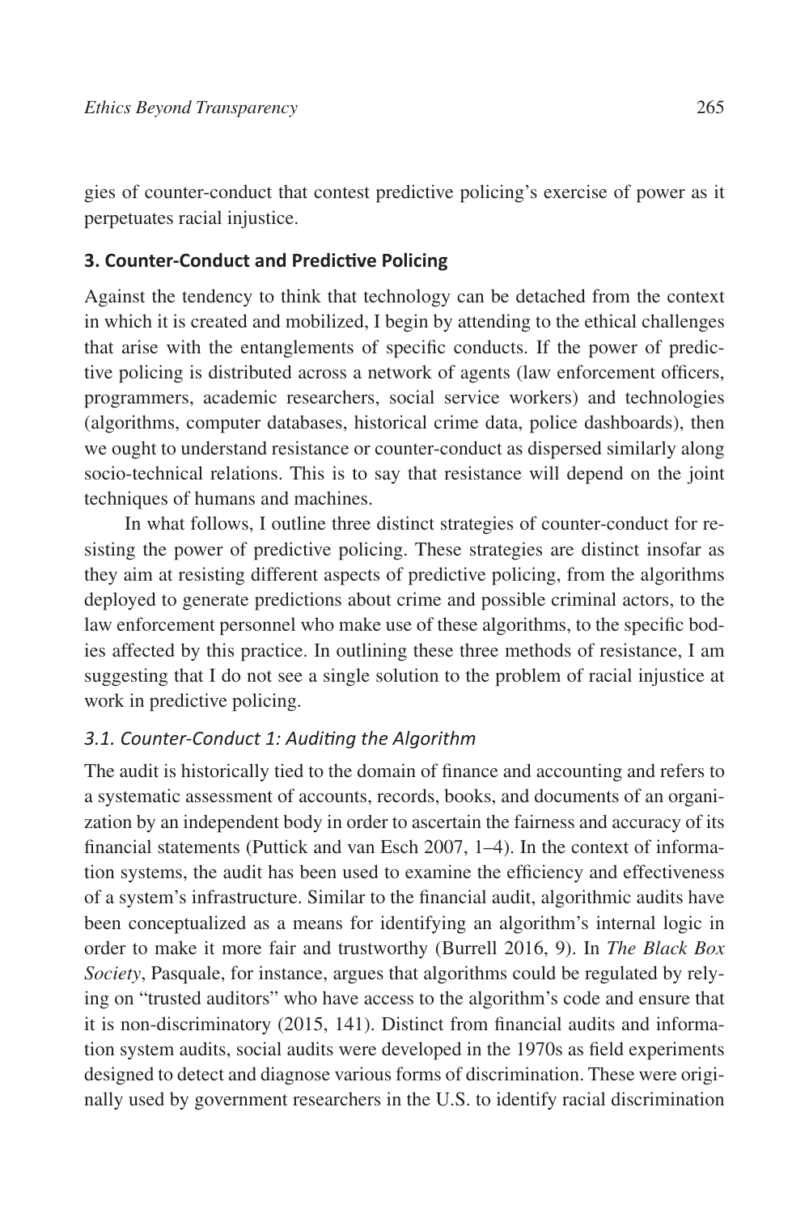gies of counter-conduct that contest predictive policing's exercise of power as it perpetuates racial injustice.

## 3. Counter-Conduct and Predictive Policing

Against the tendency to think that technology can be detached from the context in which it is created and mobilized, I begin by attending to the ethical challenges that arise with the entanglements of specific conducts. If the power of predictive policing is distributed across a network of agents (law enforcement officers, programmers, academic researchers, social service workers) and technologies (algorithms, computer databases, historical crime data, police dashboards), then we ought to understand resistance or counter-conduct as dispersed similarly along socio-technical relations. This is to say that resistance will depend on the joint techniques of humans and machines.

In what follows, I outline three distinct strategies of counter-conduct for resisting the power of predictive policing. These strategies are distinct insofar as they aim at resisting different aspects of predictive policing, from the algorithms deployed to generate predictions about crime and possible criminal actors, to the law enforcement personnel who make use of these algorithms, to the specific bodies affected by this practice. In outlining these three methods of resistance, I am suggesting that I do not see a single solution to the problem of racial injustice at work in predictive policing.

### *3.1. Counter-Conduct 1: Auditing the Algorithm*

The audit is historically tied to the domain of finance and accounting and refers to a systematic assessment of accounts, records, books, and documents of an organization by an independent body in order to ascertain the fairness and accuracy of its financial statements (Puttick and van Esch 2007, 1–4). In the context of information systems, the audit has been used to examine the efficiency and effectiveness of a system's infrastructure. Similar to the financial audit, algorithmic audits have been conceptualized as a means for identifying an algorithm's internal logic in order to make it more fair and trustworthy (Burrell 2016, 9). In *The Black Box Society*, Pasquale, for instance, argues that algorithms could be regulated by relying on "trusted auditors" who have access to the algorithm's code and ensure that it is non-discriminatory (2015, 141). Distinct from financial audits and information system audits, social audits were developed in the 1970s as field experiments designed to detect and diagnose various forms of discrimination. These were originally used by government researchers in the U.S. to identify racial discrimination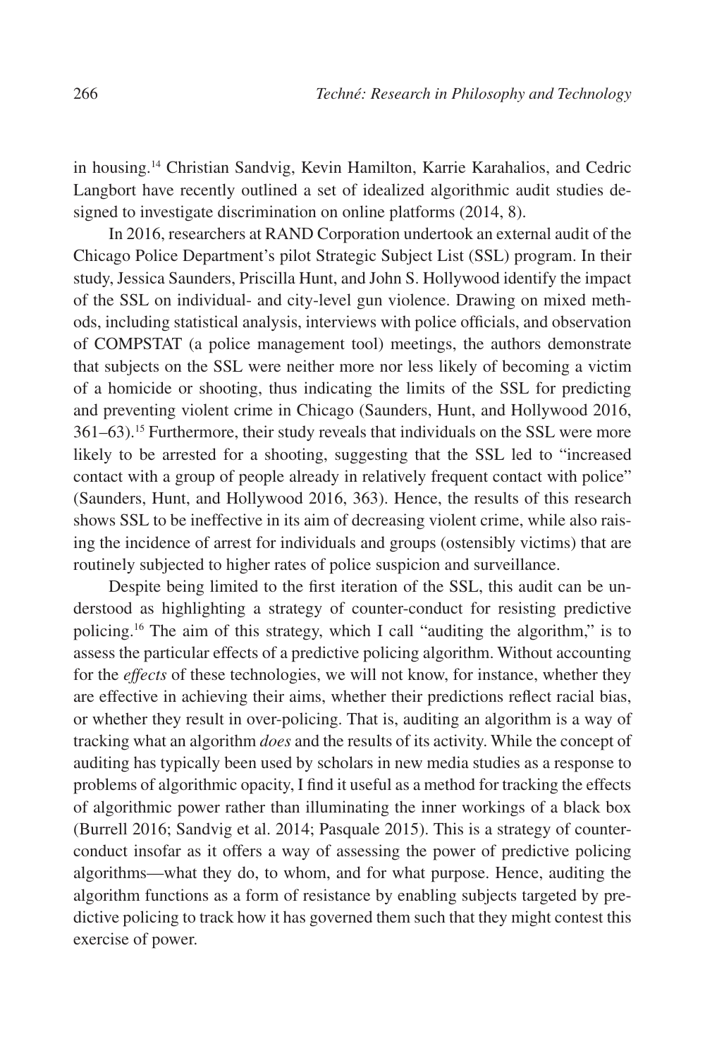in housing.[14] Christian Sandvig, Kevin Hamilton, Karrie Karahalios, and Cedric Langbort have recently outlined a set of idealized algorithmic audit studies designed to investigate discrimination on online platforms (2014, 8).

In 2016, researchers at RAND Corporation undertook an external audit of the Chicago Police Department's pilot Strategic Subject List (SSL) program. In their study, Jessica Saunders, Priscilla Hunt, and John S. Hollywood identify the impact of the SSL on individual- and city-level gun violence. Drawing on mixed methods, including statistical analysis, interviews with police officials, and observation of COMPSTAT (a police management tool) meetings, the authors demonstrate that subjects on the SSL were neither more nor less likely of becoming a victim of a homicide or shooting, thus indicating the limits of the SSL for predicting and preventing violent crime in Chicago (Saunders, Hunt, and Hollywood 2016, 361–63).[15] Furthermore, their study reveals that individuals on the SSL were more likely to be arrested for a shooting, suggesting that the SSL led to "increased contact with a group of people already in relatively frequent contact with police" (Saunders, Hunt, and Hollywood 2016, 363). Hence, the results of this research shows SSL to be ineffective in its aim of decreasing violent crime, while also raising the incidence of arrest for individuals and groups (ostensibly victims) that are routinely subjected to higher rates of police suspicion and surveillance.

Despite being limited to the first iteration of the SSL, this audit can be understood as highlighting a strategy of counter-conduct for resisting predictive policing.[16] The aim of this strategy, which I call "auditing the algorithm," is to assess the particular effects of a predictive policing algorithm. Without accounting for the *effects* of these technologies, we will not know, for instance, whether they are effective in achieving their aims, whether their predictions reflect racial bias, or whether they result in over-policing. That is, auditing an algorithm is a way of tracking what an algorithm *does* and the results of its activity. While the concept of auditing has typically been used by scholars in new media studies as a response to problems of algorithmic opacity, I find it useful as a method for tracking the effects of algorithmic power rather than illuminating the inner workings of a black box (Burrell 2016; Sandvig et al. 2014; Pasquale 2015). This is a strategy of counter-conduct insofar as it offers a way of assessing the power of predictive policing algorithms—what they do, to whom, and for what purpose. Hence, auditing the algorithm functions as a form of resistance by enabling subjects targeted by predictive policing to track how it has governed them such that they might contest this exercise of power.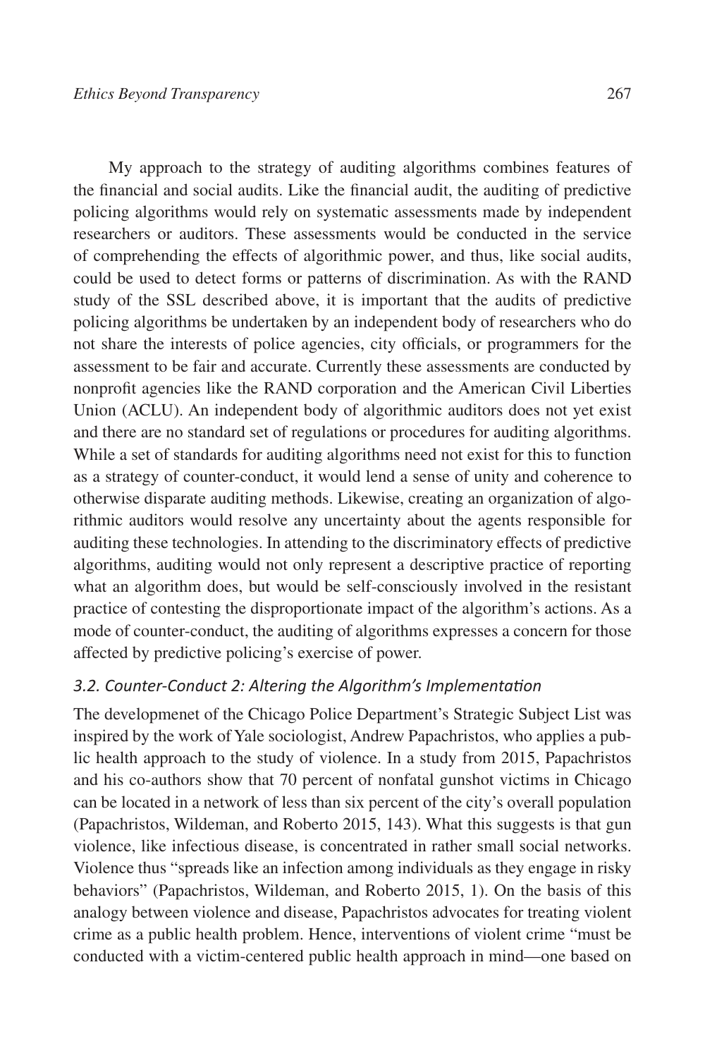My approach to the strategy of auditing algorithms combines features of the financial and social audits. Like the financial audit, the auditing of predictive policing algorithms would rely on systematic assessments made by independent researchers or auditors. These assessments would be conducted in the service of comprehending the effects of algorithmic power, and thus, like social audits, could be used to detect forms or patterns of discrimination. As with the RAND study of the SSL described above, it is important that the audits of predictive policing algorithms be undertaken by an independent body of researchers who do not share the interests of police agencies, city officials, or programmers for the assessment to be fair and accurate. Currently these assessments are conducted by nonprofit agencies like the RAND corporation and the American Civil Liberties Union (ACLU). An independent body of algorithmic auditors does not yet exist and there are no standard set of regulations or procedures for auditing algorithms. While a set of standards for auditing algorithms need not exist for this to function as a strategy of counter-conduct, it would lend a sense of unity and coherence to otherwise disparate auditing methods. Likewise, creating an organization of algorithmic auditors would resolve any uncertainty about the agents responsible for auditing these technologies. In attending to the discriminatory effects of predictive algorithms, auditing would not only represent a descriptive practice of reporting what an algorithm does, but would be self-consciously involved in the resistant practice of contesting the disproportionate impact of the algorithm's actions. As a mode of counter-conduct, the auditing of algorithms expresses a concern for those affected by predictive policing's exercise of power.

### *3.2. Counter-Conduct 2: Altering the Algorithm's Implementation*

The developmenet of the Chicago Police Department's Strategic Subject List was inspired by the work of Yale sociologist, Andrew Papachristos, who applies a public health approach to the study of violence. In a study from 2015, Papachristos and his co-authors show that 70 percent of nonfatal gunshot victims in Chicago can be located in a network of less than six percent of the city's overall population (Papachristos, Wildeman, and Roberto 2015, 143). What this suggests is that gun violence, like infectious disease, is concentrated in rather small social networks. Violence thus "spreads like an infection among individuals as they engage in risky behaviors" (Papachristos, Wildeman, and Roberto 2015, 1). On the basis of this analogy between violence and disease, Papachristos advocates for treating violent crime as a public health problem. Hence, interventions of violent crime "must be conducted with a victim-centered public health approach in mind—one based on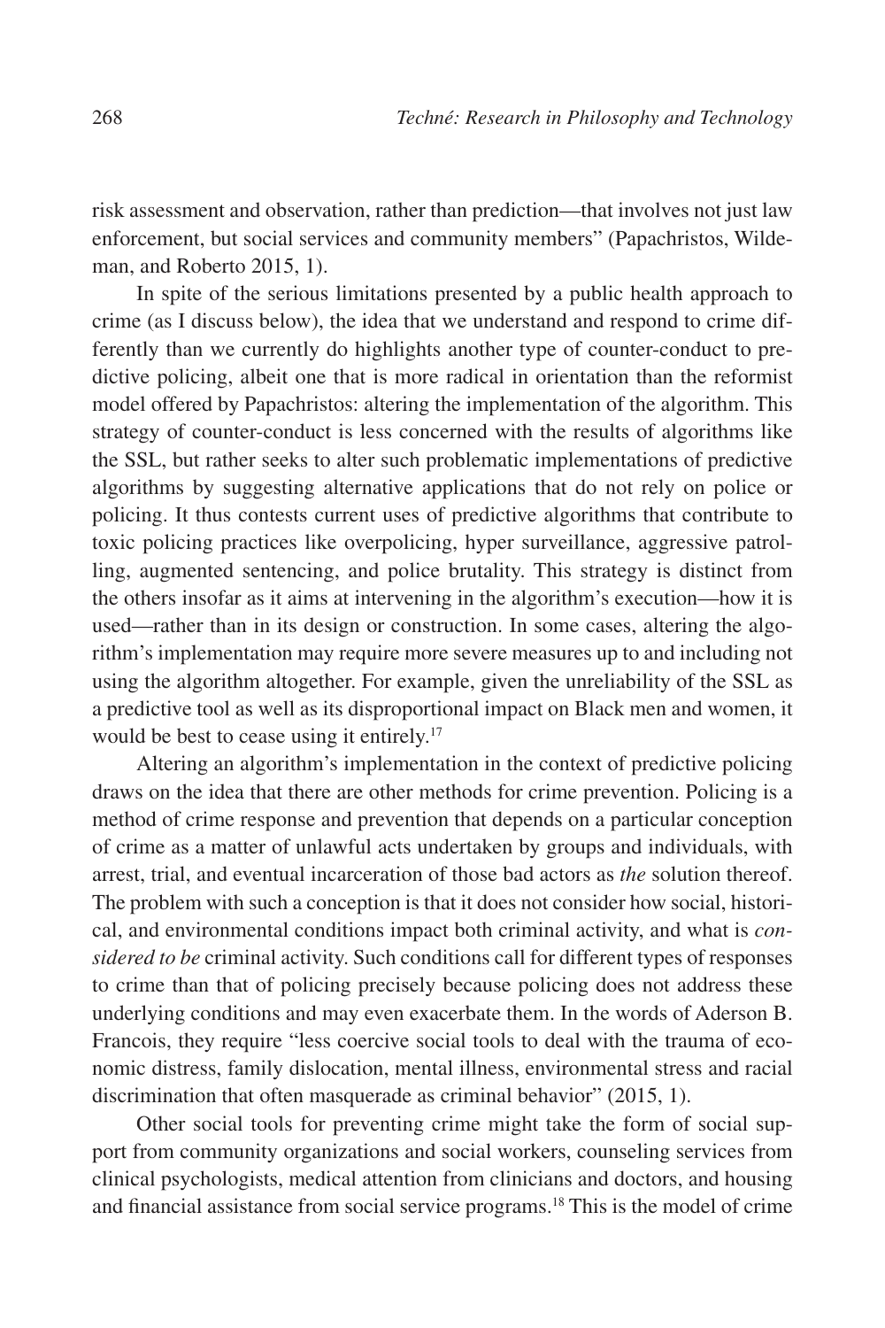risk assessment and observation, rather than prediction—that involves not just law enforcement, but social services and community members" (Papachristos, Wildeman, and Roberto 2015, 1).

In spite of the serious limitations presented by a public health approach to crime (as I discuss below), the idea that we understand and respond to crime differently than we currently do highlights another type of counter-conduct to predictive policing, albeit one that is more radical in orientation than the reformist model offered by Papachristos: altering the implementation of the algorithm. This strategy of counter-conduct is less concerned with the results of algorithms like the SSL, but rather seeks to alter such problematic implementations of predictive algorithms by suggesting alternative applications that do not rely on police or policing. It thus contests current uses of predictive algorithms that contribute to toxic policing practices like overpolicing, hyper surveillance, aggressive patrolling, augmented sentencing, and police brutality. This strategy is distinct from the others insofar as it aims at intervening in the algorithm's execution—how it is used—rather than in its design or construction. In some cases, altering the algorithm's implementation may require more severe measures up to and including not using the algorithm altogether. For example, given the unreliability of the SSL as a predictive tool as well as its disproportional impact on Black men and women, it would be best to cease using it entirely.[17]

Altering an algorithm's implementation in the context of predictive policing draws on the idea that there are other methods for crime prevention. Policing is a method of crime response and prevention that depends on a particular conception of crime as a matter of unlawful acts undertaken by groups and individuals, with arrest, trial, and eventual incarceration of those bad actors as *the* solution thereof. The problem with such a conception is that it does not consider how social, historical, and environmental conditions impact both criminal activity, and what is *considered to be* criminal activity. Such conditions call for different types of responses to crime than that of policing precisely because policing does not address these underlying conditions and may even exacerbate them. In the words of Aderson B. Francois, they require "less coercive social tools to deal with the trauma of economic distress, family dislocation, mental illness, environmental stress and racial discrimination that often masquerade as criminal behavior" (2015, 1).

Other social tools for preventing crime might take the form of social support from community organizations and social workers, counseling services from clinical psychologists, medical attention from clinicians and doctors, and housing and financial assistance from social service programs.[18] This is the model of crime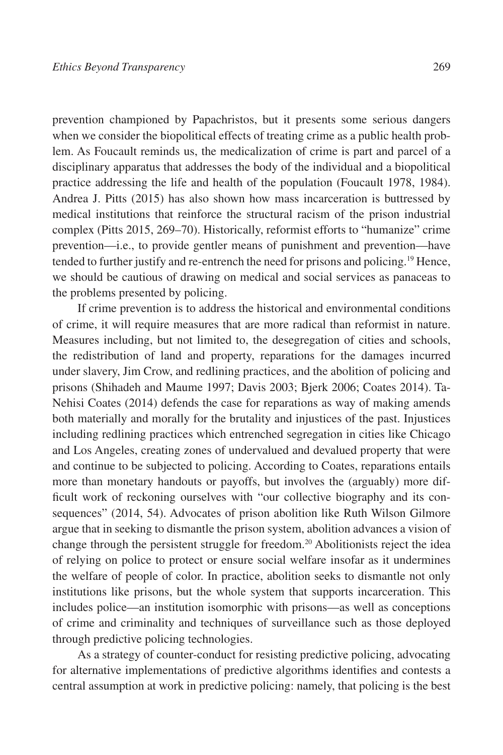prevention championed by Papachristos, but it presents some serious dangers when we consider the biopolitical effects of treating crime as a public health problem. As Foucault reminds us, the medicalization of crime is part and parcel of a disciplinary apparatus that addresses the body of the individual and a biopolitical practice addressing the life and health of the population (Foucault 1978, 1984). Andrea J. Pitts (2015) has also shown how mass incarceration is buttressed by medical institutions that reinforce the structural racism of the prison industrial complex (Pitts 2015, 269–70). Historically, reformist efforts to "humanize" crime prevention—i.e., to provide gentler means of punishment and prevention—have tended to further justify and re-entrench the need for prisons and policing.[19] Hence, we should be cautious of drawing on medical and social services as panaceas to the problems presented by policing.

If crime prevention is to address the historical and environmental conditions of crime, it will require measures that are more radical than reformist in nature. Measures including, but not limited to, the desegregation of cities and schools, the redistribution of land and property, reparations for the damages incurred under slavery, Jim Crow, and redlining practices, and the abolition of policing and prisons (Shihadeh and Maume 1997; Davis 2003; Bjerk 2006; Coates 2014). Ta-Nehisi Coates (2014) defends the case for reparations as way of making amends both materially and morally for the brutality and injustices of the past. Injustices including redlining practices which entrenched segregation in cities like Chicago and Los Angeles, creating zones of undervalued and devalued property that were and continue to be subjected to policing. According to Coates, reparations entails more than monetary handouts or payoffs, but involves the (arguably) more difficult work of reckoning ourselves with "our collective biography and its consequences" (2014, 54). Advocates of prison abolition like Ruth Wilson Gilmore argue that in seeking to dismantle the prison system, abolition advances a vision of change through the persistent struggle for freedom.[20] Abolitionists reject the idea of relying on police to protect or ensure social welfare insofar as it undermines the welfare of people of color. In practice, abolition seeks to dismantle not only institutions like prisons, but the whole system that supports incarceration. This includes police—an institution isomorphic with prisons—as well as conceptions of crime and criminality and techniques of surveillance such as those deployed through predictive policing technologies.

As a strategy of counter-conduct for resisting predictive policing, advocating for alternative implementations of predictive algorithms identifies and contests a central assumption at work in predictive policing: namely, that policing is the best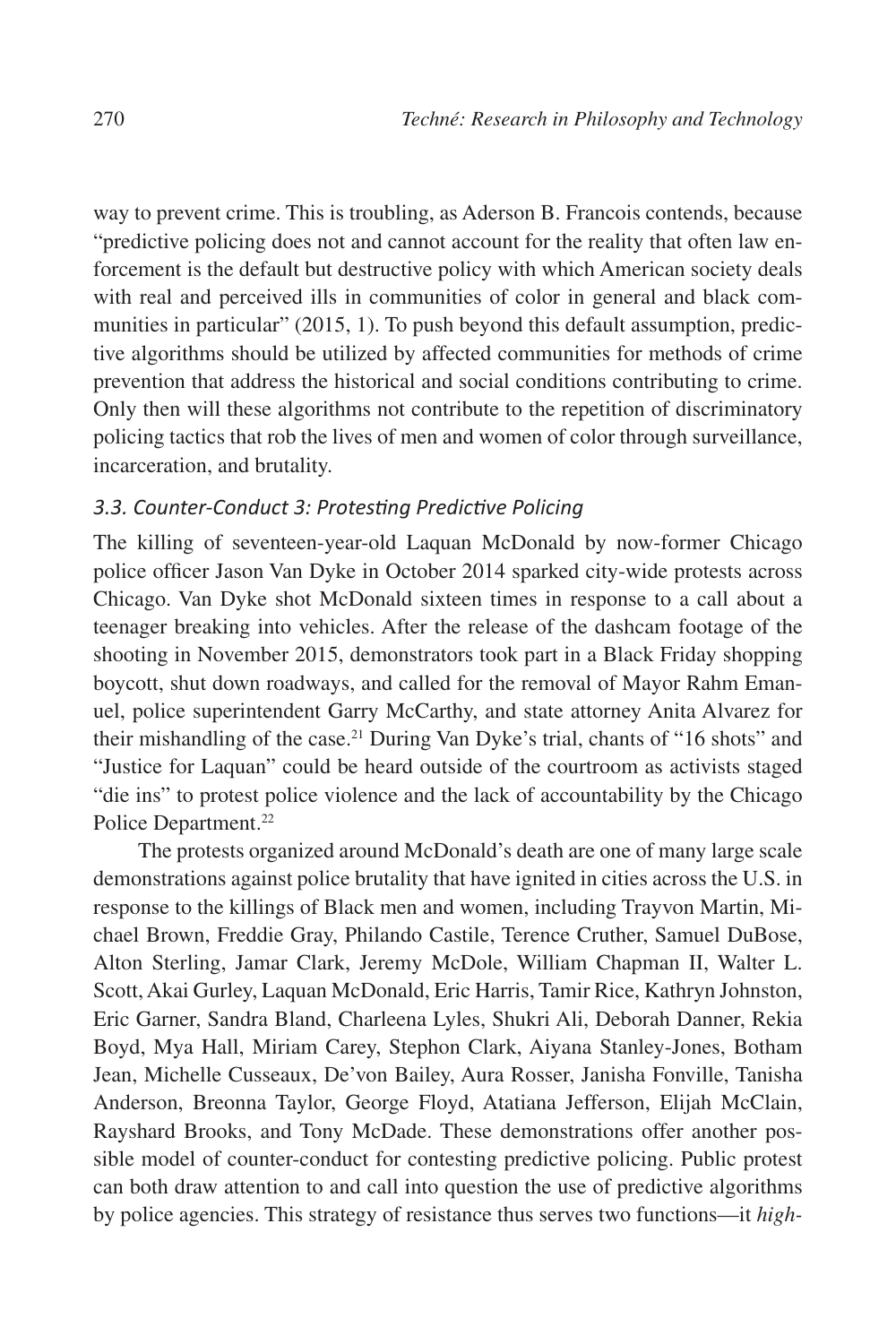way to prevent crime. This is troubling, as Aderson B. Francois contends, because "predictive policing does not and cannot account for the reality that often law enforcement is the default but destructive policy with which American society deals with real and perceived ills in communities of color in general and black communities in particular" (2015, 1). To push beyond this default assumption, predictive algorithms should be utilized by affected communities for methods of crime prevention that address the historical and social conditions contributing to crime. Only then will these algorithms not contribute to the repetition of discriminatory policing tactics that rob the lives of men and women of color through surveillance, incarceration, and brutality.

### *3.3. Counter-Conduct 3: Protesting Predictive Policing*

The killing of seventeen-year-old Laquan McDonald by now-former Chicago police officer Jason Van Dyke in October 2014 sparked city-wide protests across Chicago. Van Dyke shot McDonald sixteen times in response to a call about a teenager breaking into vehicles. After the release of the dashcam footage of the shooting in November 2015, demonstrators took part in a Black Friday shopping boycott, shut down roadways, and called for the removal of Mayor Rahm Emanuel, police superintendent Garry McCarthy, and state attorney Anita Alvarez for their mishandling of the case.[21] During Van Dyke's trial, chants of "16 shots" and "Justice for Laquan" could be heard outside of the courtroom as activists staged "die ins" to protest police violence and the lack of accountability by the Chicago Police Department.[22]

The protests organized around McDonald's death are one of many large scale demonstrations against police brutality that have ignited in cities across the U.S. in response to the killings of Black men and women, including Trayvon Martin, Michael Brown, Freddie Gray, Philando Castile, Terence Cruther, Samuel DuBose, Alton Sterling, Jamar Clark, Jeremy McDole, William Chapman II, Walter L. Scott, Akai Gurley, Laquan McDonald, Eric Harris, Tamir Rice, Kathryn Johnston, Eric Garner, Sandra Bland, Charleena Lyles, Shukri Ali, Deborah Danner, Rekia Boyd, Mya Hall, Miriam Carey, Stephon Clark, Aiyana Stanley-Jones, Botham Jean, Michelle Cusseaux, De'von Bailey, Aura Rosser, Janisha Fonville, Tanisha Anderson, Breonna Taylor, George Floyd, Atatiana Jefferson, Elijah McClain, Rayshard Brooks, and Tony McDade. These demonstrations offer another possible model of counter-conduct for contesting predictive policing. Public protest can both draw attention to and call into question the use of predictive algorithms by police agencies. This strategy of resistance thus serves two functions—it *high-*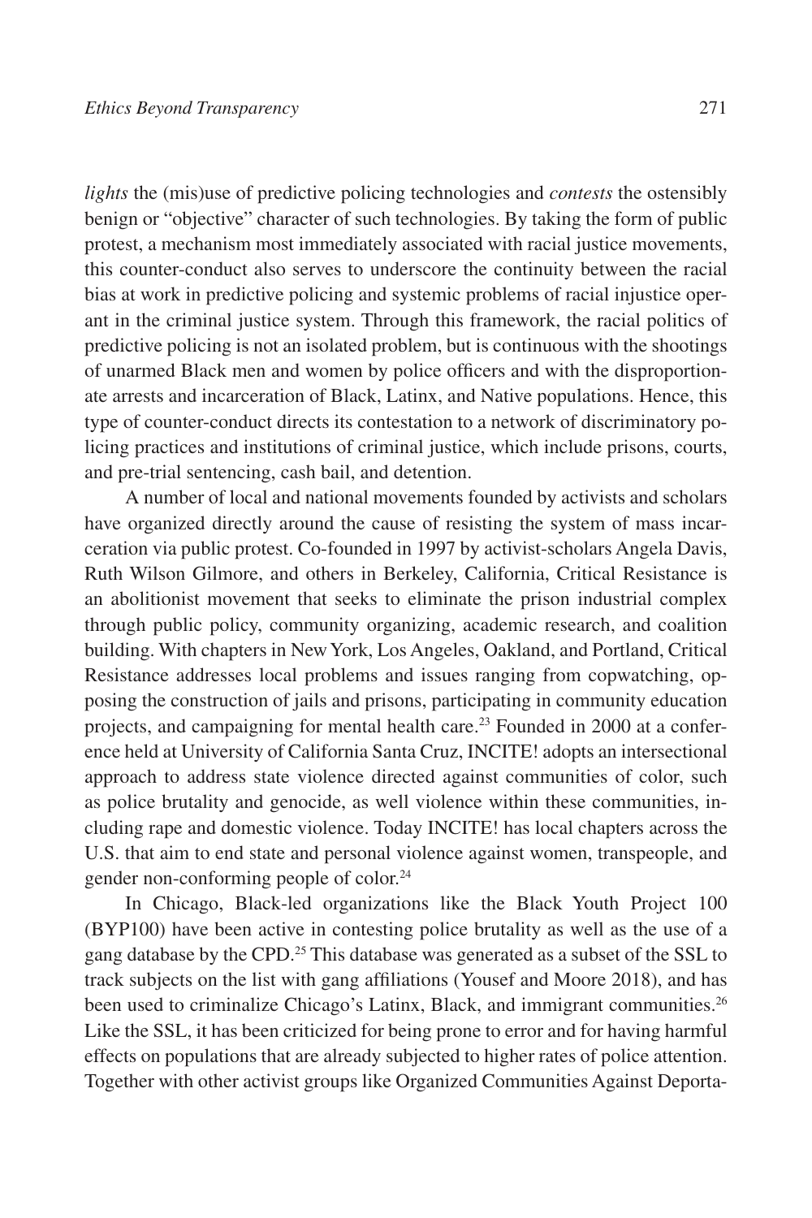*lights* the (mis)use of predictive policing technologies and *contests* the ostensibly benign or "objective" character of such technologies. By taking the form of public protest, a mechanism most immediately associated with racial justice movements, this counter-conduct also serves to underscore the continuity between the racial bias at work in predictive policing and systemic problems of racial injustice operant in the criminal justice system. Through this framework, the racial politics of predictive policing is not an isolated problem, but is continuous with the shootings of unarmed Black men and women by police officers and with the disproportionate arrests and incarceration of Black, Latinx, and Native populations. Hence, this type of counter-conduct directs its contestation to a network of discriminatory policing practices and institutions of criminal justice, which include prisons, courts, and pre-trial sentencing, cash bail, and detention.

A number of local and national movements founded by activists and scholars have organized directly around the cause of resisting the system of mass incarceration via public protest. Co-founded in 1997 by activist-scholars Angela Davis, Ruth Wilson Gilmore, and others in Berkeley, California, Critical Resistance is an abolitionist movement that seeks to eliminate the prison industrial complex through public policy, community organizing, academic research, and coalition building. With chapters in New York, Los Angeles, Oakland, and Portland, Critical Resistance addresses local problems and issues ranging from copwatching, opposing the construction of jails and prisons, participating in community education projects, and campaigning for mental health care.[23] Founded in 2000 at a conference held at University of California Santa Cruz, INCITE! adopts an intersectional approach to address state violence directed against communities of color, such as police brutality and genocide, as well violence within these communities, including rape and domestic violence. Today INCITE! has local chapters across the U.S. that aim to end state and personal violence against women, transpeople, and gender non-conforming people of color.[24]

In Chicago, Black-led organizations like the Black Youth Project 100 (BYP100) have been active in contesting police brutality as well as the use of a gang database by the CPD.[25] This database was generated as a subset of the SSL to track subjects on the list with gang affiliations (Yousef and Moore 2018), and has been used to criminalize Chicago's Latinx, Black, and immigrant communities.[26] Like the SSL, it has been criticized for being prone to error and for having harmful effects on populations that are already subjected to higher rates of police attention. Together with other activist groups like Organized Communities Against Deporta-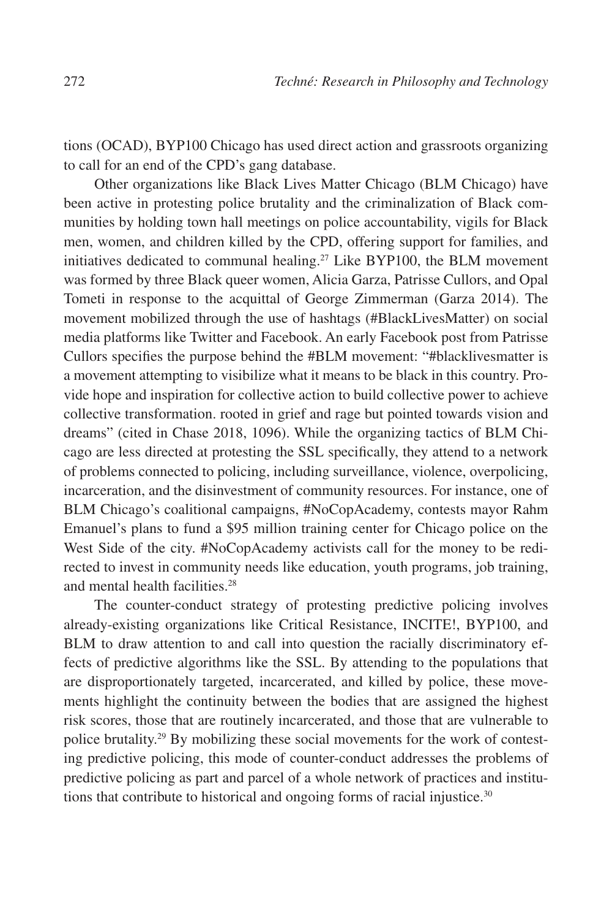tions (OCAD), BYP100 Chicago has used direct action and grassroots organizing to call for an end of the CPD's gang database.

Other organizations like Black Lives Matter Chicago (BLM Chicago) have been active in protesting police brutality and the criminalization of Black communities by holding town hall meetings on police accountability, vigils for Black men, women, and children killed by the CPD, offering support for families, and initiatives dedicated to communal healing.[27] Like BYP100, the BLM movement was formed by three Black queer women, Alicia Garza, Patrisse Cullors, and Opal Tometi in response to the acquittal of George Zimmerman (Garza 2014). The movement mobilized through the use of hashtags (#BlackLivesMatter) on social media platforms like Twitter and Facebook. An early Facebook post from Patrisse Cullors specifies the purpose behind the #BLM movement: "#blacklivesmatter is a movement attempting to visibilize what it means to be black in this country. Provide hope and inspiration for collective action to build collective power to achieve collective transformation. rooted in grief and rage but pointed towards vision and dreams" (cited in Chase 2018, 1096). While the organizing tactics of BLM Chicago are less directed at protesting the SSL specifically, they attend to a network of problems connected to policing, including surveillance, violence, overpolicing, incarceration, and the disinvestment of community resources. For instance, one of BLM Chicago's coalitional campaigns, #NoCopAcademy, contests mayor Rahm Emanuel's plans to fund a $95 million training center for Chicago police on the West Side of the city. #NoCopAcademy activists call for the money to be redirected to invest in community needs like education, youth programs, job training, and mental health facilities.[28]

The counter-conduct strategy of protesting predictive policing involves already-existing organizations like Critical Resistance, INCITE!, BYP100, and BLM to draw attention to and call into question the racially discriminatory effects of predictive algorithms like the SSL. By attending to the populations that are disproportionately targeted, incarcerated, and killed by police, these movements highlight the continuity between the bodies that are assigned the highest risk scores, those that are routinely incarcerated, and those that are vulnerable to police brutality.[29] By mobilizing these social movements for the work of contesting predictive policing, this mode of counter-conduct addresses the problems of predictive policing as part and parcel of a whole network of practices and institutions that contribute to historical and ongoing forms of racial injustice.[30]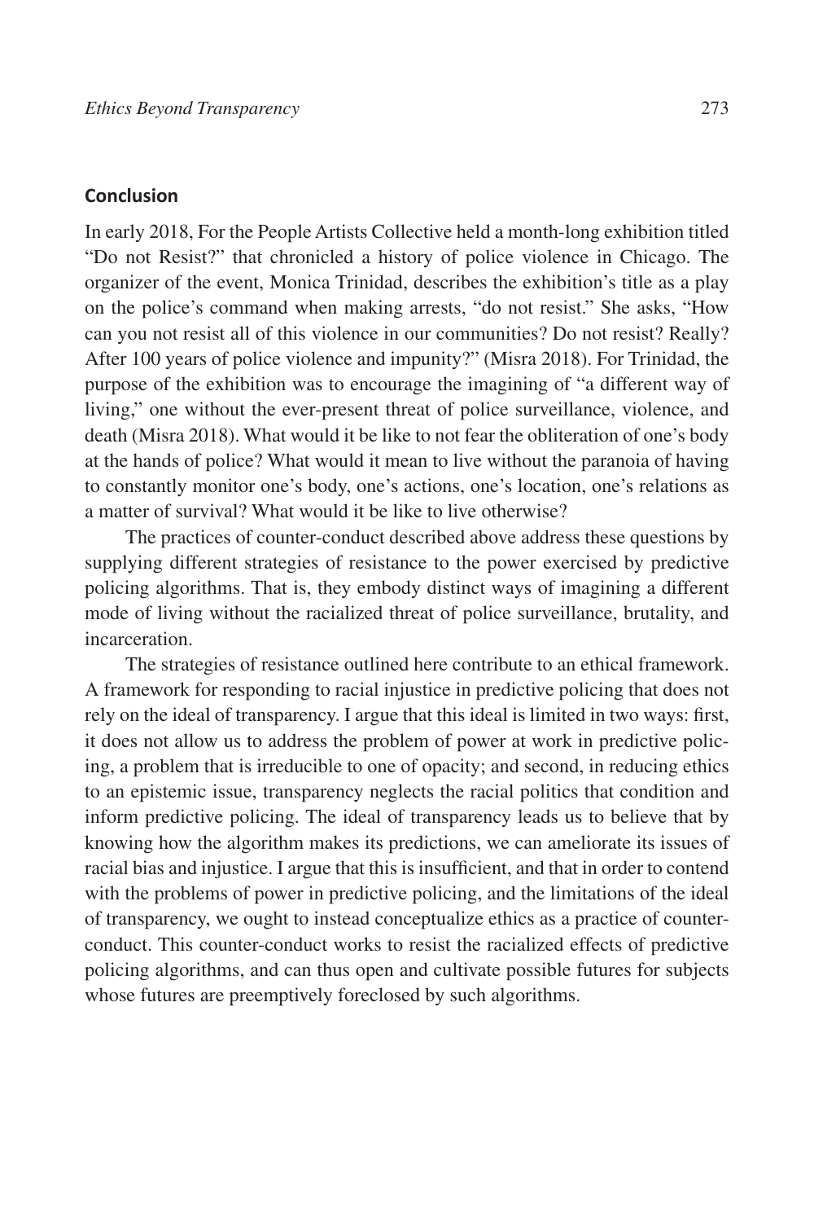## Conclusion

In early 2018, For the People Artists Collective held a month-long exhibition titled "Do not Resist?" that chronicled a history of police violence in Chicago. The organizer of the event, Monica Trinidad, describes the exhibition's title as a play on the police's command when making arrests, "do not resist." She asks, "How can you not resist all of this violence in our communities? Do not resist? Really? After 100 years of police violence and impunity?" (Misra 2018). For Trinidad, the purpose of the exhibition was to encourage the imagining of "a different way of living," one without the ever-present threat of police surveillance, violence, and death (Misra 2018). What would it be like to not fear the obliteration of one's body at the hands of police? What would it mean to live without the paranoia of having to constantly monitor one's body, one's actions, one's location, one's relations as a matter of survival? What would it be like to live otherwise?

The practices of counter-conduct described above address these questions by supplying different strategies of resistance to the power exercised by predictive policing algorithms. That is, they embody distinct ways of imagining a different mode of living without the racialized threat of police surveillance, brutality, and incarceration.

The strategies of resistance outlined here contribute to an ethical framework. A framework for responding to racial injustice in predictive policing that does not rely on the ideal of transparency. I argue that this ideal is limited in two ways: first, it does not allow us to address the problem of power at work in predictive policing, a problem that is irreducible to one of opacity; and second, in reducing ethics to an epistemic issue, transparency neglects the racial politics that condition and inform predictive policing. The ideal of transparency leads us to believe that by knowing how the algorithm makes its predictions, we can ameliorate its issues of racial bias and injustice. I argue that this is insufficient, and that in order to contend with the problems of power in predictive policing, and the limitations of the ideal of transparency, we ought to instead conceptualize ethics as a practice of counter-conduct. This counter-conduct works to resist the racialized effects of predictive policing algorithms, and can thus open and cultivate possible futures for subjects whose futures are preemptively foreclosed by such algorithms.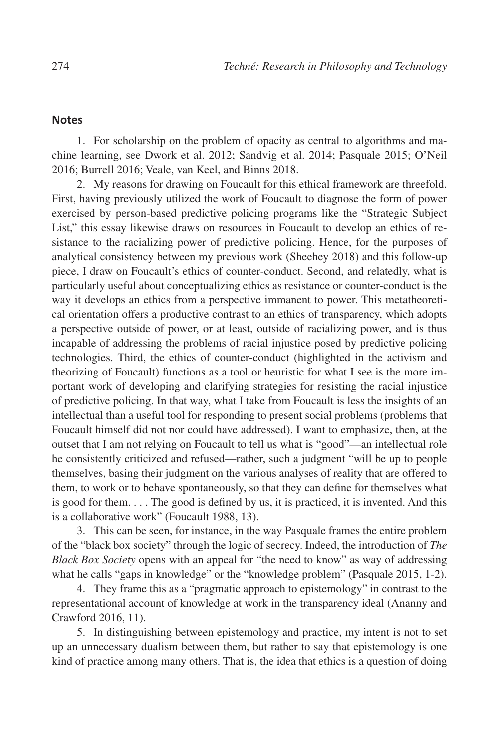## Notes

1. For scholarship on the problem of opacity as central to algorithms and machine learning, see Dwork et al. 2012; Sandvig et al. 2014; Pasquale 2015; O'Neil 2016; Burrell 2016; Veale, van Keel, and Binns 2018.

2. My reasons for drawing on Foucault for this ethical framework are threefold. First, having previously utilized the work of Foucault to diagnose the form of power exercised by person-based predictive policing programs like the "Strategic Subject List," this essay likewise draws on resources in Foucault to develop an ethics of resistance to the racializing power of predictive policing. Hence, for the purposes of analytical consistency between my previous work (Sheehey 2018) and this follow-up piece, I draw on Foucault's ethics of counter-conduct. Second, and relatedly, what is particularly useful about conceptualizing ethics as resistance or counter-conduct is the way it develops an ethics from a perspective immanent to power. This metatheoretical orientation offers a productive contrast to an ethics of transparency, which adopts a perspective outside of power, or at least, outside of racializing power, and is thus incapable of addressing the problems of racial injustice posed by predictive policing technologies. Third, the ethics of counter-conduct (highlighted in the activism and theorizing of Foucault) functions as a tool or heuristic for what I see is the more important work of developing and clarifying strategies for resisting the racial injustice of predictive policing. In that way, what I take from Foucault is less the insights of an intellectual than a useful tool for responding to present social problems (problems that Foucault himself did not nor could have addressed). I want to emphasize, then, at the outset that I am not relying on Foucault to tell us what is "good"—an intellectual role he consistently criticized and refused—rather, such a judgment "will be up to people themselves, basing their judgment on the various analyses of reality that are offered to them, to work or to behave spontaneously, so that they can define for themselves what is good for them. . . . The good is defined by us, it is practiced, it is invented. And this is a collaborative work" (Foucault 1988, 13).

3. This can be seen, for instance, in the way Pasquale frames the entire problem of the "black box society" through the logic of secrecy. Indeed, the introduction of *The Black Box Society* opens with an appeal for "the need to know" as way of addressing what he calls "gaps in knowledge" or the "knowledge problem" (Pasquale 2015, 1-2).

4. They frame this as a "pragmatic approach to epistemology" in contrast to the representational account of knowledge at work in the transparency ideal (Ananny and Crawford 2016, 11).

5. In distinguishing between epistemology and practice, my intent is not to set up an unnecessary dualism between them, but rather to say that epistemology is one kind of practice among many others. That is, the idea that ethics is a question of doing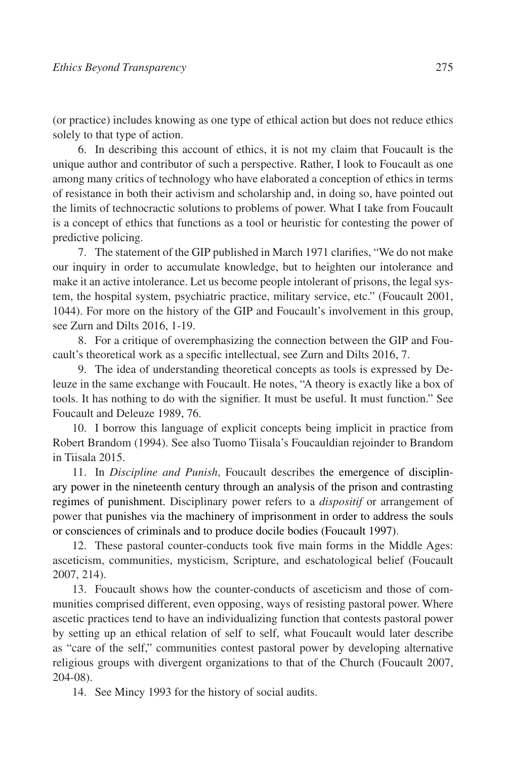(or practice) includes knowing as one type of ethical action but does not reduce ethics solely to that type of action.

6. In describing this account of ethics, it is not my claim that Foucault is the unique author and contributor of such a perspective. Rather, I look to Foucault as one among many critics of technology who have elaborated a conception of ethics in terms of resistance in both their activism and scholarship and, in doing so, have pointed out the limits of technocractic solutions to problems of power. What I take from Foucault is a concept of ethics that functions as a tool or heuristic for contesting the power of predictive policing.

7. The statement of the GIP published in March 1971 clarifies, "We do not make our inquiry in order to accumulate knowledge, but to heighten our intolerance and make it an active intolerance. Let us become people intolerant of prisons, the legal system, the hospital system, psychiatric practice, military service, etc." (Foucault 2001, 1044). For more on the history of the GIP and Foucault's involvement in this group, see Zurn and Dilts 2016, 1-19.

8. For a critique of overemphasizing the connection between the GIP and Foucault's theoretical work as a specific intellectual, see Zurn and Dilts 2016, 7.

9. The idea of understanding theoretical concepts as tools is expressed by Deleuze in the same exchange with Foucault. He notes, "A theory is exactly like a box of tools. It has nothing to do with the signifier. It must be useful. It must function." See Foucault and Deleuze 1989, 76.

10. I borrow this language of explicit concepts being implicit in practice from Robert Brandom (1994). See also Tuomo Tiisala's Foucauldian rejoinder to Brandom in Tiisala 2015.

11. In *Discipline and Punish*, Foucault describes the emergence of disciplinary power in the nineteenth century through an analysis of the prison and contrasting regimes of punishment. Disciplinary power refers to a *dispositif* or arrangement of power that punishes via the machinery of imprisonment in order to address the souls or consciences of criminals and to produce docile bodies (Foucault 1997).

12. These pastoral counter-conducts took five main forms in the Middle Ages: asceticism, communities, mysticism, Scripture, and eschatological belief (Foucault 2007, 214).

13. Foucault shows how the counter-conducts of asceticism and those of communities comprised different, even opposing, ways of resisting pastoral power. Where ascetic practices tend to have an individualizing function that contests pastoral power by setting up an ethical relation of self to self, what Foucault would later describe as "care of the self," communities contest pastoral power by developing alternative religious groups with divergent organizations to that of the Church (Foucault 2007, 204-08).

14. See Mincy 1993 for the history of social audits.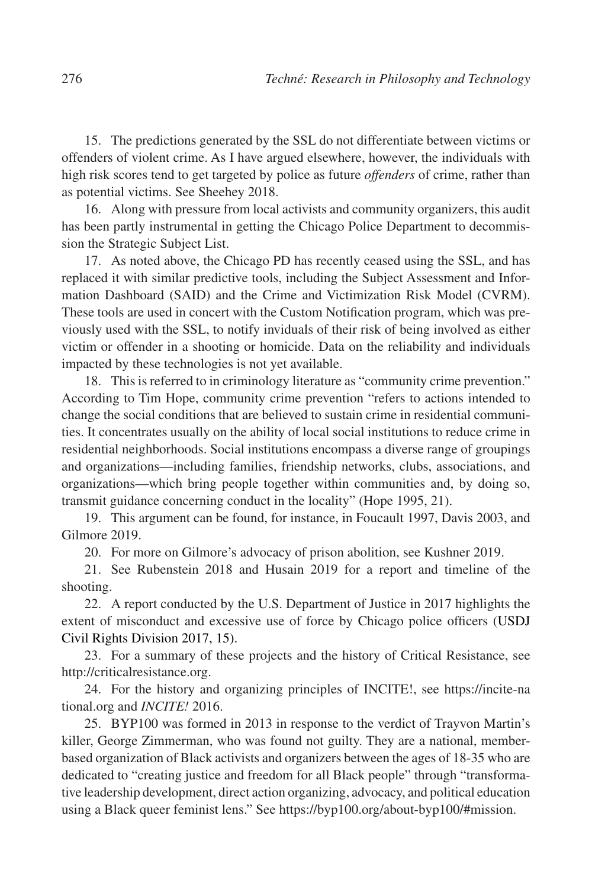15. The predictions generated by the SSL do not differentiate between victims or offenders of violent crime. As I have argued elsewhere, however, the individuals with high risk scores tend to get targeted by police as future *offenders* of crime, rather than as potential victims. See Sheehey 2018.

16. Along with pressure from local activists and community organizers, this audit has been partly instrumental in getting the Chicago Police Department to decommission the Strategic Subject List.

17. As noted above, the Chicago PD has recently ceased using the SSL, and has replaced it with similar predictive tools, including the Subject Assessment and Information Dashboard (SAID) and the Crime and Victimization Risk Model (CVRM). These tools are used in concert with the Custom Notification program, which was previously used with the SSL, to notify inviduals of their risk of being involved as either victim or offender in a shooting or homicide. Data on the reliability and individuals impacted by these technologies is not yet available.

18. This is referred to in criminology literature as "community crime prevention." According to Tim Hope, community crime prevention "refers to actions intended to change the social conditions that are believed to sustain crime in residential communities. It concentrates usually on the ability of local social institutions to reduce crime in residential neighborhoods. Social institutions encompass a diverse range of groupings and organizations—including families, friendship networks, clubs, associations, and organizations—which bring people together within communities and, by doing so, transmit guidance concerning conduct in the locality" (Hope 1995, 21).

19. This argument can be found, for instance, in Foucault 1997, Davis 2003, and Gilmore 2019.

20. For more on Gilmore's advocacy of prison abolition, see Kushner 2019.

21. See Rubenstein 2018 and Husain 2019 for a report and timeline of the shooting.

22. A report conducted by the U.S. Department of Justice in 2017 highlights the extent of misconduct and excessive use of force by Chicago police officers (USDJ Civil Rights Division 2017, 15).

23. For a summary of these projects and the history of Critical Resistance, see http://criticalresistance.org.

24. For the history and organizing principles of INCITE!, see https://incite-national.org and *INCITE!* 2016.

25. BYP100 was formed in 2013 in response to the verdict of Trayvon Martin's killer, George Zimmerman, who was found not guilty. They are a national, member-based organization of Black activists and organizers between the ages of 18-35 who are dedicated to "creating justice and freedom for all Black people" through "transformative leadership development, direct action organizing, advocacy, and political education using a Black queer feminist lens." See https://byp100.org/about-byp100/#mission.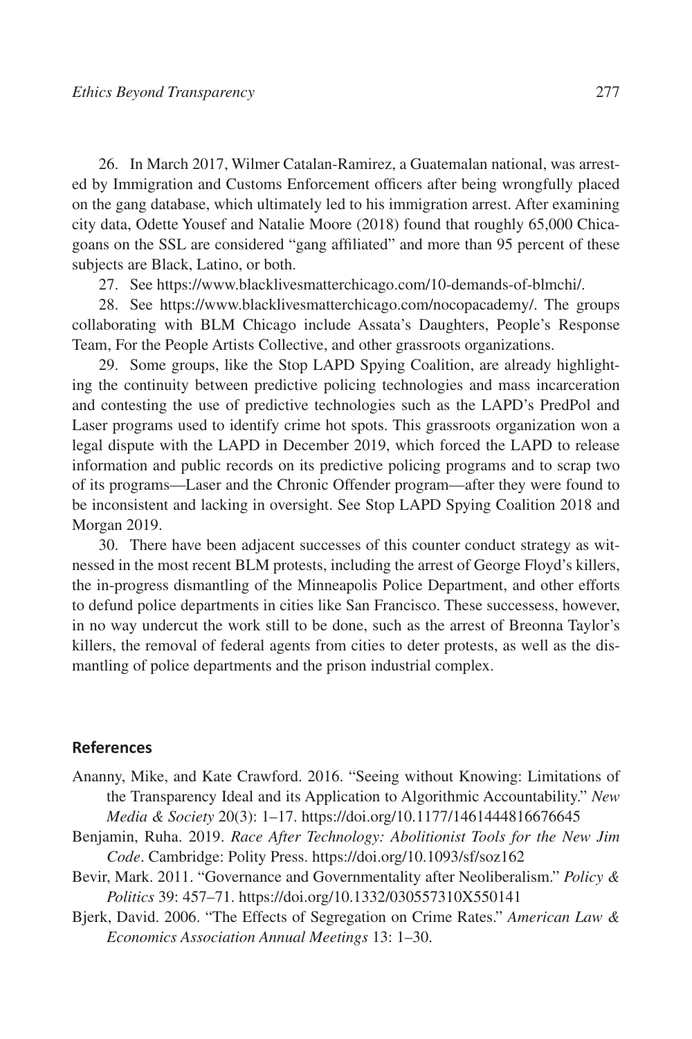26. In March 2017, Wilmer Catalan-Ramirez, a Guatemalan national, was arrested by Immigration and Customs Enforcement officers after being wrongfully placed on the gang database, which ultimately led to his immigration arrest. After examining city data, Odette Yousef and Natalie Moore (2018) found that roughly 65,000 Chicagoans on the SSL are considered "gang affiliated" and more than 95 percent of these subjects are Black, Latino, or both.

27. See https://www.blacklivesmatterchicago.com/10-demands-of-blmchi/.

28. See https://www.blacklivesmatterchicago.com/nocopacademy/. The groups collaborating with BLM Chicago include Assata's Daughters, People's Response Team, For the People Artists Collective, and other grassroots organizations.

29. Some groups, like the Stop LAPD Spying Coalition, are already highlighting the continuity between predictive policing technologies and mass incarceration and contesting the use of predictive technologies such as the LAPD's PredPol and Laser programs used to identify crime hot spots. This grassroots organization won a legal dispute with the LAPD in December 2019, which forced the LAPD to release information and public records on its predictive policing programs and to scrap two of its programs—Laser and the Chronic Offender program—after they were found to be inconsistent and lacking in oversight. See Stop LAPD Spying Coalition 2018 and Morgan 2019.

30. There have been adjacent successes of this counter conduct strategy as witnessed in the most recent BLM protests, including the arrest of George Floyd's killers, the in-progress dismantling of the Minneapolis Police Department, and other efforts to defund police departments in cities like San Francisco. These successess, however, in no way undercut the work still to be done, such as the arrest of Breonna Taylor's killers, the removal of federal agents from cities to deter protests, as well as the dismantling of police departments and the prison industrial complex.

## References

Ananny, Mike, and Kate Crawford. 2016. "Seeing without Knowing: Limitations of the Transparency Ideal and its Application to Algorithmic Accountability." *New Media & Society* 20(3): 1–17. https://doi.org/10.1177/1461444816676645

Benjamin, Ruha. 2019. *Race After Technology: Abolitionist Tools for the New Jim Code*. Cambridge: Polity Press. https://doi.org/10.1093/sf/soz162

Bevir, Mark. 2011. "Governance and Governmentality after Neoliberalism." *Policy & Politics* 39: 457–71. https://doi.org/10.1332/030557310X550141

Bjerk, David. 2006. "The Effects of Segregation on Crime Rates." *American Law & Economics Association Annual Meetings* 13: 1–30.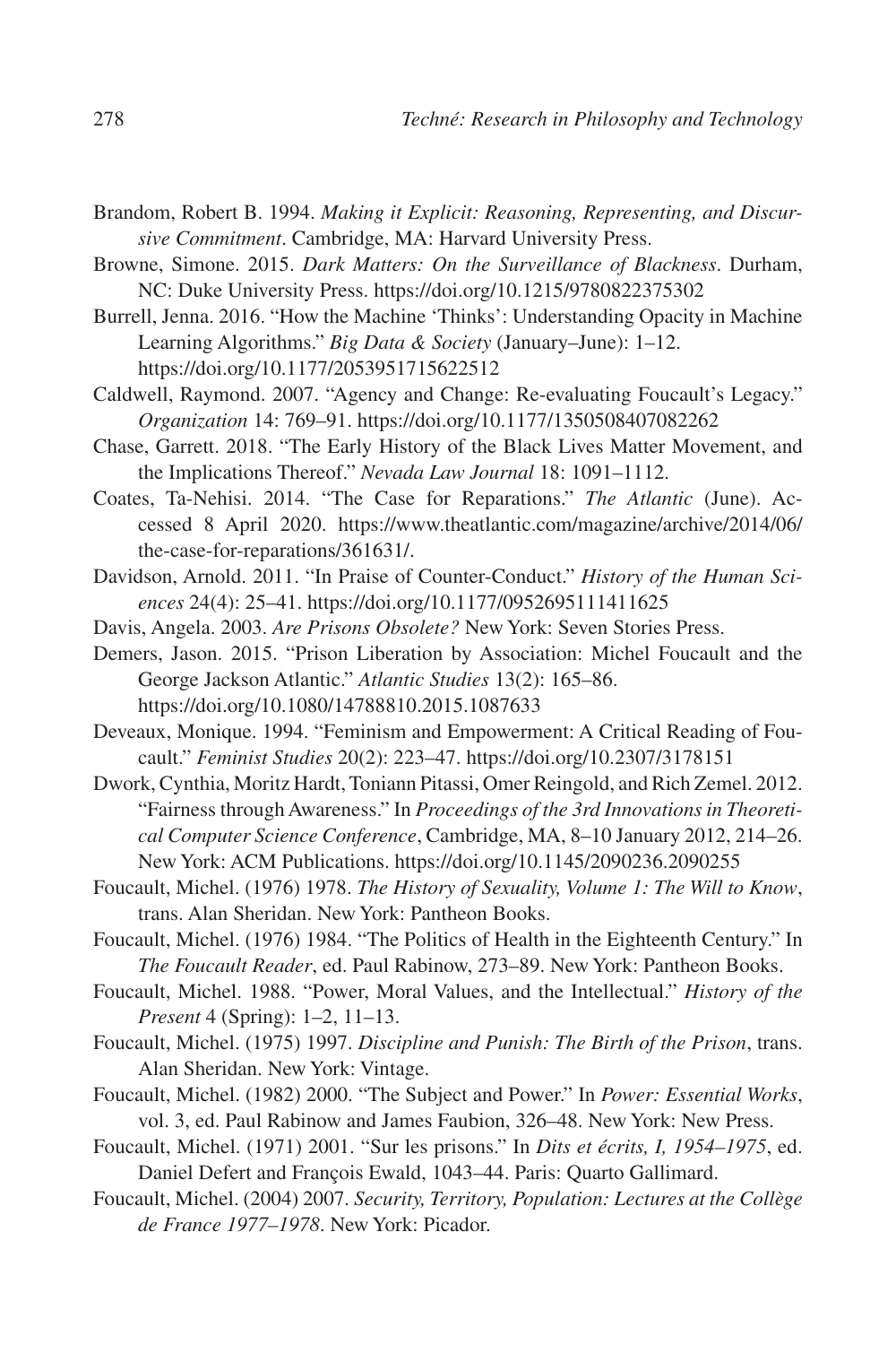Brandom, Robert B. 1994. *Making it Explicit: Reasoning, Representing, and Discursive Commitment*. Cambridge, MA: Harvard University Press.

Browne, Simone. 2015. *Dark Matters: On the Surveillance of Blackness*. Durham, NC: Duke University Press. https://doi.org/10.1215/9780822375302

Burrell, Jenna. 2016. "How the Machine 'Thinks': Understanding Opacity in Machine Learning Algorithms." *Big Data & Society* (January–June): 1–12. https://doi.org/10.1177/2053951715622512

Caldwell, Raymond. 2007. "Agency and Change: Re-evaluating Foucault's Legacy." *Organization* 14: 769–91. https://doi.org/10.1177/1350508407082262

Chase, Garrett. 2018. "The Early History of the Black Lives Matter Movement, and the Implications Thereof." *Nevada Law Journal* 18: 1091–1112.

Coates, Ta-Nehisi. 2014. "The Case for Reparations." *The Atlantic* (June). Accessed 8 April 2020. https://www.theatlantic.com/magazine/archive/2014/06/the-case-for-reparations/361631/.

Davidson, Arnold. 2011. "In Praise of Counter-Conduct." *History of the Human Sciences* 24(4): 25–41. https://doi.org/10.1177/0952695111411625

Davis, Angela. 2003. *Are Prisons Obsolete?* New York: Seven Stories Press.

Demers, Jason. 2015. "Prison Liberation by Association: Michel Foucault and the George Jackson Atlantic." *Atlantic Studies* 13(2): 165–86. https://doi.org/10.1080/14788810.2015.1087633

Deveaux, Monique. 1994. "Feminism and Empowerment: A Critical Reading of Foucault." *Feminist Studies* 20(2): 223–47. https://doi.org/10.2307/3178151

Dwork, Cynthia, Moritz Hardt, Toniann Pitassi, Omer Reingold, and Rich Zemel. 2012. "Fairness through Awareness." In *Proceedings of the 3rd Innovations in Theoretical Computer Science Conference*, Cambridge, MA, 8–10 January 2012, 214–26. New York: ACM Publications. https://doi.org/10.1145/2090236.2090255

Foucault, Michel. (1976) 1978. *The History of Sexuality, Volume 1: The Will to Know*, trans. Alan Sheridan. New York: Pantheon Books.

Foucault, Michel. (1976) 1984. "The Politics of Health in the Eighteenth Century." In *The Foucault Reader*, ed. Paul Rabinow, 273–89. New York: Pantheon Books.

Foucault, Michel. 1988. "Power, Moral Values, and the Intellectual." *History of the Present* 4 (Spring): 1–2, 11–13.

Foucault, Michel. (1975) 1997. *Discipline and Punish: The Birth of the Prison*, trans. Alan Sheridan. New York: Vintage.

Foucault, Michel. (1982) 2000. "The Subject and Power." In *Power: Essential Works*, vol. 3, ed. Paul Rabinow and James Faubion, 326–48. New York: New Press.

Foucault, Michel. (1971) 2001. "Sur les prisons." In *Dits et écrits, I, 1954–1975*, ed. Daniel Defert and François Ewald, 1043–44. Paris: Quarto Gallimard.

Foucault, Michel. (2004) 2007. *Security, Territory, Population: Lectures at the Collège de France 1977–1978*. New York: Picador.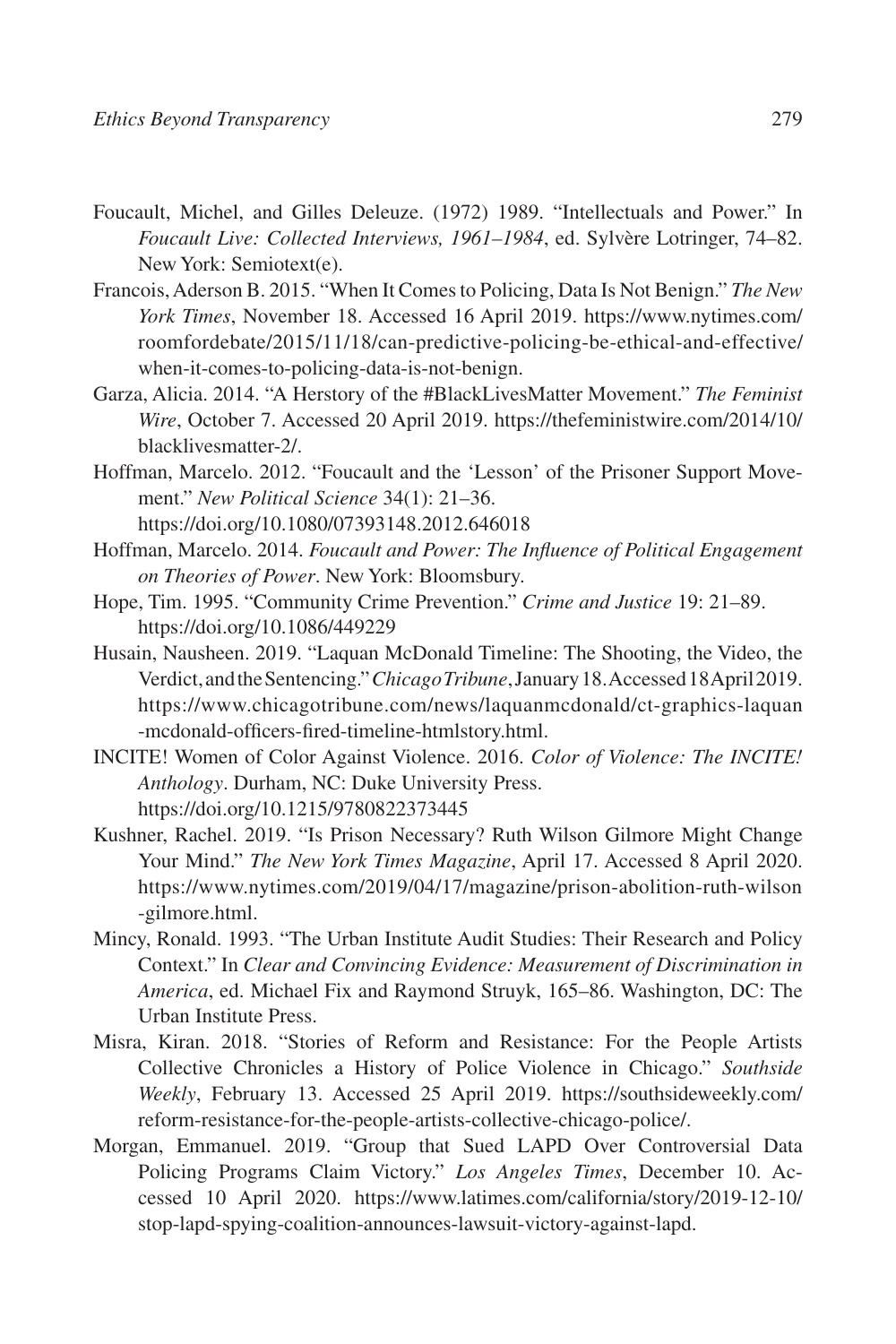Foucault, Michel, and Gilles Deleuze. (1972) 1989. "Intellectuals and Power." In *Foucault Live: Collected Interviews, 1961–1984*, ed. Sylvère Lotringer, 74–82. New York: Semiotext(e).

Francois, Aderson B. 2015. "When It Comes to Policing, Data Is Not Benign." *The New York Times*, November 18. Accessed 16 April 2019. https://www.nytimes.com/roomfordebate/2015/11/18/can-predictive-policing-be-ethical-and-effective/when-it-comes-to-policing-data-is-not-benign.

Garza, Alicia. 2014. "A Herstory of the #BlackLivesMatter Movement." *The Feminist Wire*, October 7. Accessed 20 April 2019. https://thefeministwire.com/2014/10/blacklivesmatter-2/.

Hoffman, Marcelo. 2012. "Foucault and the 'Lesson' of the Prisoner Support Movement." *New Political Science* 34(1): 21–36. https://doi.org/10.1080/07393148.2012.646018

Hoffman, Marcelo. 2014. *Foucault and Power: The Influence of Political Engagement on Theories of Power*. New York: Bloomsbury.

Hope, Tim. 1995. "Community Crime Prevention." *Crime and Justice* 19: 21–89. https://doi.org/10.1086/449229

Husain, Nausheen. 2019. "Laquan McDonald Timeline: The Shooting, the Video, the Verdict, and the Sentencing." *Chicago Tribune*, January 18. Accessed 18 April 2019. https://www.chicagotribune.com/news/laquanmcdonald/ct-graphics-laquan-mcdonald-officers-fired-timeline-htmlstory.html.

INCITE! Women of Color Against Violence. 2016. *Color of Violence: The INCITE! Anthology*. Durham, NC: Duke University Press. https://doi.org/10.1215/9780822373445

Kushner, Rachel. 2019. "Is Prison Necessary? Ruth Wilson Gilmore Might Change Your Mind." *The New York Times Magazine*, April 17. Accessed 8 April 2020. https://www.nytimes.com/2019/04/17/magazine/prison-abolition-ruth-wilson-gilmore.html.

Mincy, Ronald. 1993. "The Urban Institute Audit Studies: Their Research and Policy Context." In *Clear and Convincing Evidence: Measurement of Discrimination in America*, ed. Michael Fix and Raymond Struyk, 165–86. Washington, DC: The Urban Institute Press.

Misra, Kiran. 2018. "Stories of Reform and Resistance: For the People Artists Collective Chronicles a History of Police Violence in Chicago." *Southside Weekly*, February 13. Accessed 25 April 2019. https://southsideweekly.com/reform-resistance-for-the-people-artists-collective-chicago-police/.

Morgan, Emmanuel. 2019. "Group that Sued LAPD Over Controversial Data Policing Programs Claim Victory." *Los Angeles Times*, December 10. Accessed 10 April 2020. https://www.latimes.com/california/story/2019-12-10/stop-lapd-spying-coalition-announces-lawsuit-victory-against-lapd.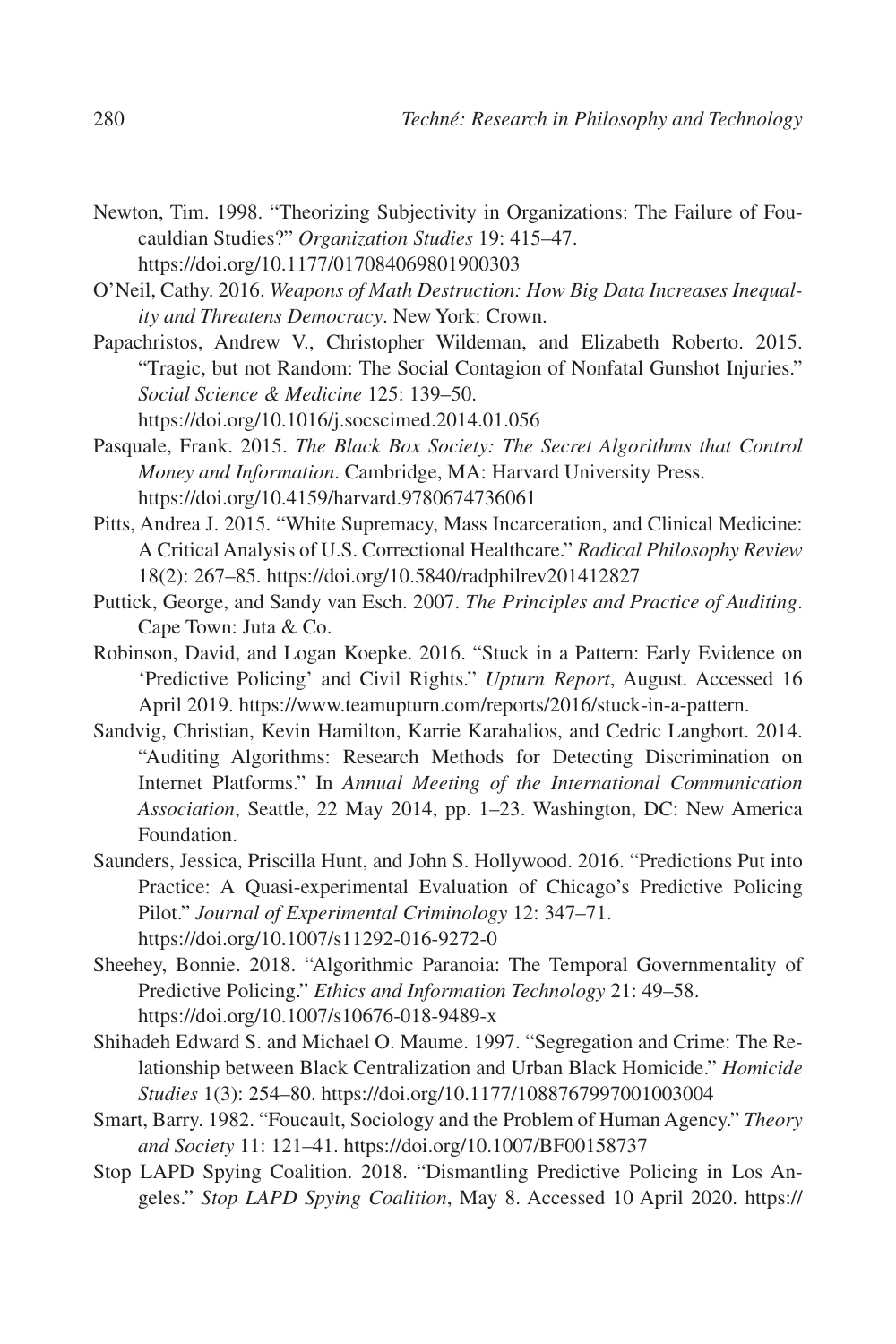Newton, Tim. 1998. "Theorizing Subjectivity in Organizations: The Failure of Foucauldian Studies?" *Organization Studies* 19: 415–47. https://doi.org/10.1177/017084069801900303

O'Neil, Cathy. 2016. *Weapons of Math Destruction: How Big Data Increases Inequality and Threatens Democracy*. New York: Crown.

Papachristos, Andrew V., Christopher Wildeman, and Elizabeth Roberto. 2015. "Tragic, but not Random: The Social Contagion of Nonfatal Gunshot Injuries." *Social Science & Medicine* 125: 139–50. https://doi.org/10.1016/j.socscimed.2014.01.056

Pasquale, Frank. 2015. *The Black Box Society: The Secret Algorithms that Control Money and Information*. Cambridge, MA: Harvard University Press. https://doi.org/10.4159/harvard.9780674736061

Pitts, Andrea J. 2015. "White Supremacy, Mass Incarceration, and Clinical Medicine: A Critical Analysis of U.S. Correctional Healthcare." *Radical Philosophy Review* 18(2): 267–85. https://doi.org/10.5840/radphilrev201412827

Puttick, George, and Sandy van Esch. 2007. *The Principles and Practice of Auditing*. Cape Town: Juta & Co.

Robinson, David, and Logan Koepke. 2016. "Stuck in a Pattern: Early Evidence on 'Predictive Policing' and Civil Rights." *Upturn Report*, August. Accessed 16 April 2019. https://www.teamupturn.com/reports/2016/stuck-in-a-pattern.

Sandvig, Christian, Kevin Hamilton, Karrie Karahalios, and Cedric Langbort. 2014. "Auditing Algorithms: Research Methods for Detecting Discrimination on Internet Platforms." In *Annual Meeting of the International Communication Association*, Seattle, 22 May 2014, pp. 1–23. Washington, DC: New America Foundation.

Saunders, Jessica, Priscilla Hunt, and John S. Hollywood. 2016. "Predictions Put into Practice: A Quasi-experimental Evaluation of Chicago's Predictive Policing Pilot." *Journal of Experimental Criminology* 12: 347–71. https://doi.org/10.1007/s11292-016-9272-0

Sheehey, Bonnie. 2018. "Algorithmic Paranoia: The Temporal Governmentality of Predictive Policing." *Ethics and Information Technology* 21: 49–58. https://doi.org/10.1007/s10676-018-9489-x

Shihadeh Edward S. and Michael O. Maume. 1997. "Segregation and Crime: The Relationship between Black Centralization and Urban Black Homicide." *Homicide Studies* 1(3): 254–80. https://doi.org/10.1177/1088767997001003004

Smart, Barry. 1982. "Foucault, Sociology and the Problem of Human Agency." *Theory and Society* 11: 121–41. https://doi.org/10.1007/BF00158737

Stop LAPD Spying Coalition. 2018. "Dismantling Predictive Policing in Los Angeles." *Stop LAPD Spying Coalition*, May 8. Accessed 10 April 2020. https://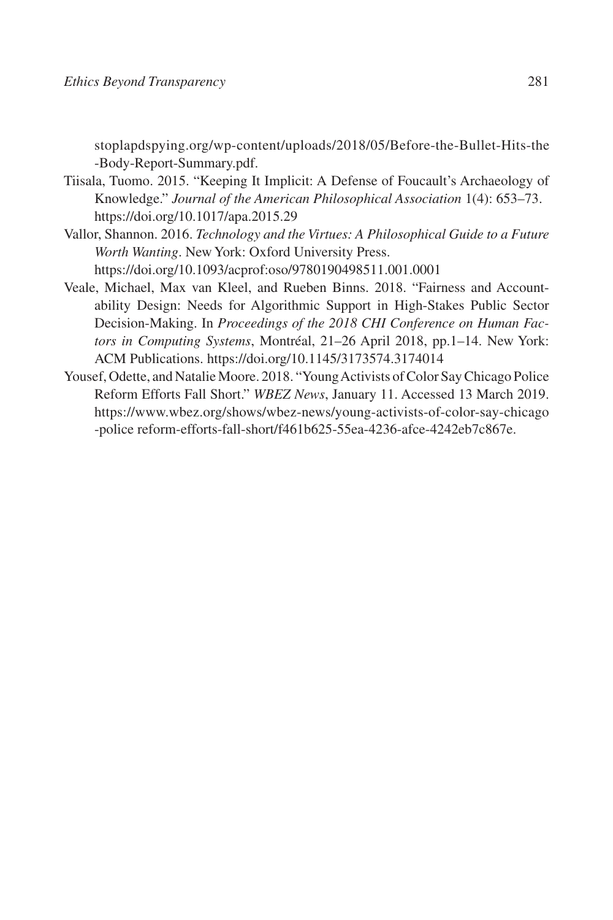stoplapdspying.org/wp-content/uploads/2018/05/Before-the-Bullet-Hits-the-Body-Report-Summary.pdf.

Tiisala, Tuomo. 2015. "Keeping It Implicit: A Defense of Foucault's Archaeology of Knowledge." *Journal of the American Philosophical Association* 1(4): 653–73. https://doi.org/10.1017/apa.2015.29

Vallor, Shannon. 2016. *Technology and the Virtues: A Philosophical Guide to a Future Worth Wanting*. New York: Oxford University Press. https://doi.org/10.1093/acprof:oso/9780190498511.001.0001

Veale, Michael, Max van Kleel, and Rueben Binns. 2018. "Fairness and Accountability Design: Needs for Algorithmic Support in High-Stakes Public Sector Decision-Making. In *Proceedings of the 2018 CHI Conference on Human Factors in Computing Systems*, Montréal, 21–26 April 2018, pp.1–14. New York: ACM Publications. https://doi.org/10.1145/3173574.3174014

Yousef, Odette, and Natalie Moore. 2018. "Young Activists of Color Say Chicago Police Reform Efforts Fall Short." *WBEZ News*, January 11. Accessed 13 March 2019. https://www.wbez.org/shows/wbez-news/young-activists-of-color-say-chicago-police reform-efforts-fall-short/f461b625-55ea-4236-afce-4242eb7c867e.